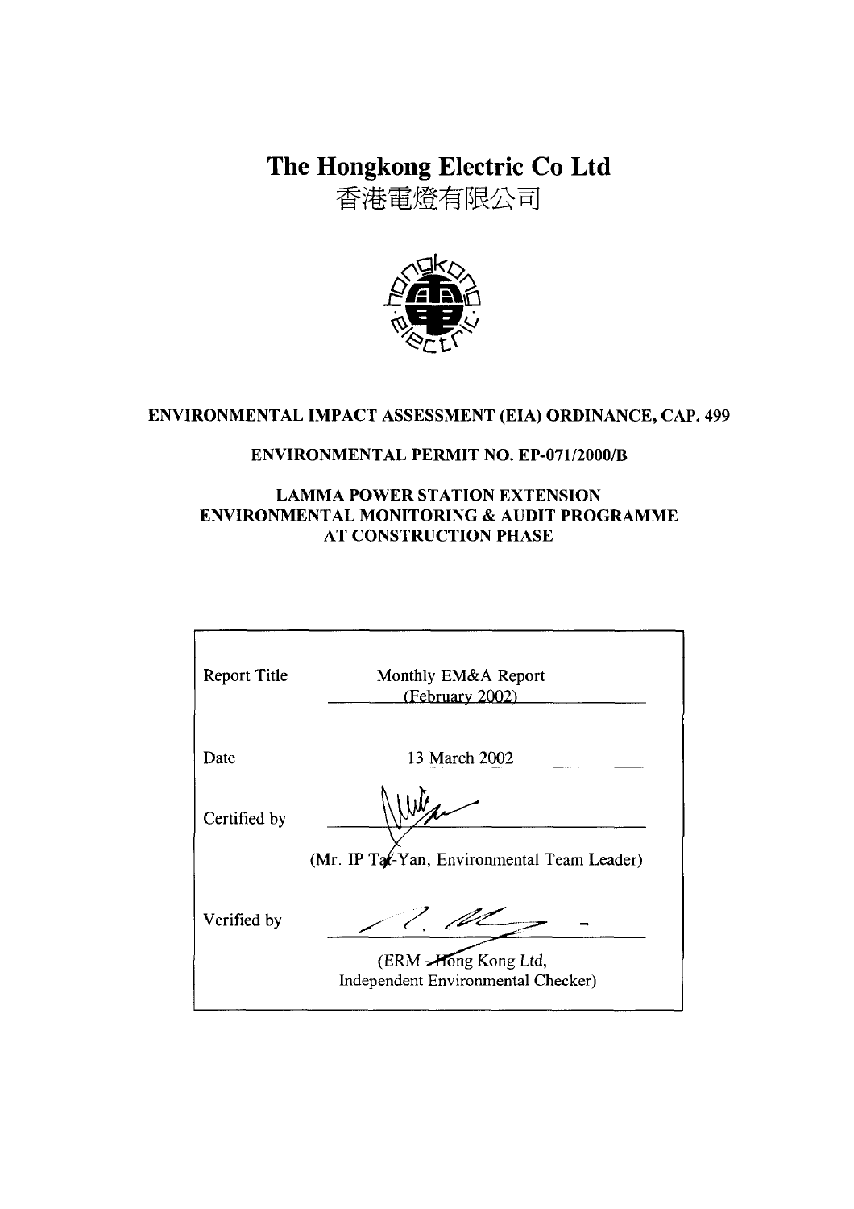# The Hongkong Electric Co Ltd

香港電燈有限公司

**ENVIRONMENTAL IMPACT ASSESSMENT (EIA) ORDINANCE, CAP. 499**

**ENVIRONMENTAL PERMIT NO. EP-071/2000/B**

**LAMMA POWER STATION EXTENSION**
**ENVIRONMENTAL MONITORING & AUDIT PROGRAMME**
**AT CONSTRUCTION PHASE**

| | |
|---|---|
| Report Title | Monthly EM&A Report (February 2002) |
| Date | 13 March 2002 |
| Certified by | (Mr. IP Tat-Yan, Environmental Team Leader) |
| Verified by | (ERM - Hong Kong Ltd, Independent Environmental Checker) |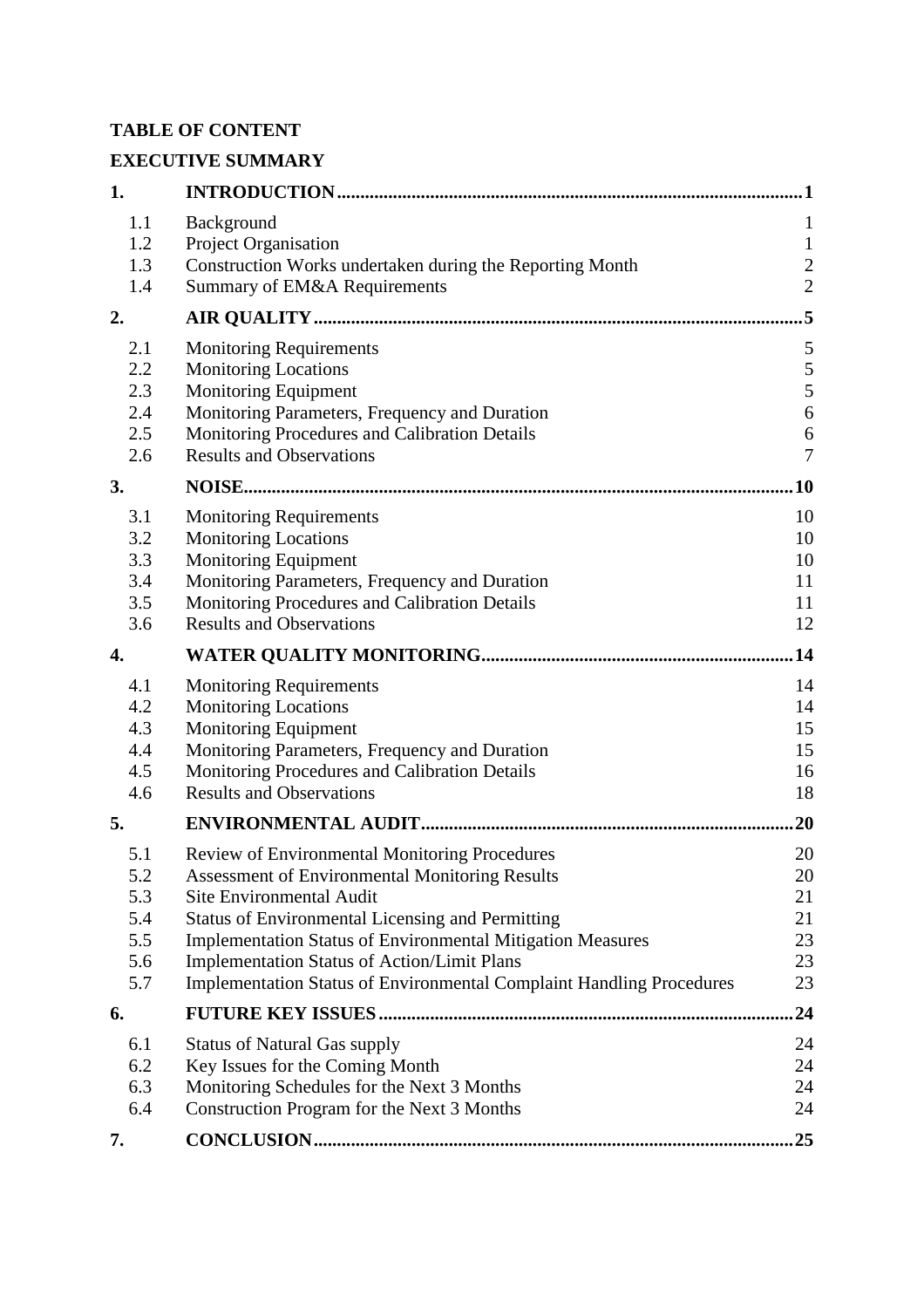**TABLE OF CONTENT**

**EXECUTIVE SUMMARY**

| | | |
|---|---|---|
| **1.** | **INTRODUCTION** | **1** |
| 1.1 | Background | 1 |
| 1.2 | Project Organisation | 1 |
| 1.3 | Construction Works undertaken during the Reporting Month | 2 |
| 1.4 | Summary of EM&A Requirements | 2 |
| **2.** | **AIR QUALITY** | **5** |
| 2.1 | Monitoring Requirements | 5 |
| 2.2 | Monitoring Locations | 5 |
| 2.3 | Monitoring Equipment | 5 |
| 2.4 | Monitoring Parameters, Frequency and Duration | 6 |
| 2.5 | Monitoring Procedures and Calibration Details | 6 |
| 2.6 | Results and Observations | 7 |
| **3.** | **NOISE** | **10** |
| 3.1 | Monitoring Requirements | 10 |
| 3.2 | Monitoring Locations | 10 |
| 3.3 | Monitoring Equipment | 10 |
| 3.4 | Monitoring Parameters, Frequency and Duration | 11 |
| 3.5 | Monitoring Procedures and Calibration Details | 11 |
| 3.6 | Results and Observations | 12 |
| **4.** | **WATER QUALITY MONITORING** | **14** |
| 4.1 | Monitoring Requirements | 14 |
| 4.2 | Monitoring Locations | 14 |
| 4.3 | Monitoring Equipment | 15 |
| 4.4 | Monitoring Parameters, Frequency and Duration | 15 |
| 4.5 | Monitoring Procedures and Calibration Details | 16 |
| 4.6 | Results and Observations | 18 |
| **5.** | **ENVIRONMENTAL AUDIT** | **20** |
| 5.1 | Review of Environmental Monitoring Procedures | 20 |
| 5.2 | Assessment of Environmental Monitoring Results | 20 |
| 5.3 | Site Environmental Audit | 21 |
| 5.4 | Status of Environmental Licensing and Permitting | 21 |
| 5.5 | Implementation Status of Environmental Mitigation Measures | 23 |
| 5.6 | Implementation Status of Action/Limit Plans | 23 |
| 5.7 | Implementation Status of Environmental Complaint Handling Procedures | 23 |
| **6.** | **FUTURE KEY ISSUES** | **24** |
| 6.1 | Status of Natural Gas supply | 24 |
| 6.2 | Key Issues for the Coming Month | 24 |
| 6.3 | Monitoring Schedules for the Next 3 Months | 24 |
| 6.4 | Construction Program for the Next 3 Months | 24 |
| **7.** | **CONCLUSION** | **25** |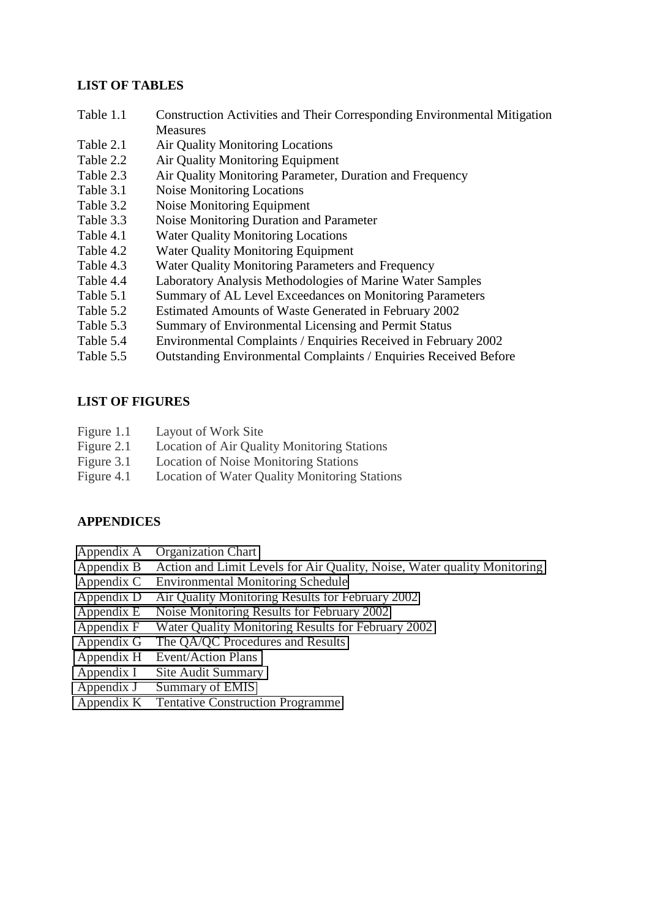**LIST OF TABLES**

Table 1.1 Construction Activities and Their Corresponding Environmental Mitigation Measures
Table 2.1 Air Quality Monitoring Locations
Table 2.2 Air Quality Monitoring Equipment
Table 2.3 Air Quality Monitoring Parameter, Duration and Frequency
Table 3.1 Noise Monitoring Locations
Table 3.2 Noise Monitoring Equipment
Table 3.3 Noise Monitoring Duration and Parameter
Table 4.1 Water Quality Monitoring Locations
Table 4.2 Water Quality Monitoring Equipment
Table 4.3 Water Quality Monitoring Parameters and Frequency
Table 4.4 Laboratory Analysis Methodologies of Marine Water Samples
Table 5.1 Summary of AL Level Exceedances on Monitoring Parameters
Table 5.2 Estimated Amounts of Waste Generated in February 2002
Table 5.3 Summary of Environmental Licensing and Permit Status
Table 5.4 Environmental Complaints / Enquiries Received in February 2002
Table 5.5 Outstanding Environmental Complaints / Enquiries Received Before

**LIST OF FIGURES**

Figure 1.1 Layout of Work Site
Figure 2.1 Location of Air Quality Monitoring Stations
Figure 3.1 Location of Noise Monitoring Stations
Figure 4.1 Location of Water Quality Monitoring Stations

**APPENDICES**

Appendix A Organization Chart
Appendix B Action and Limit Levels for Air Quality, Noise, Water quality Monitoring
Appendix C Environmental Monitoring Schedule
Appendix D Air Quality Monitoring Results for February 2002
Appendix E Noise Monitoring Results for February 2002
Appendix F Water Quality Monitoring Results for February 2002
Appendix G The QA/QC Procedures and Results
Appendix H Event/Action Plans
Appendix I Site Audit Summary
Appendix J Summary of EMIS
Appendix K Tentative Construction Programme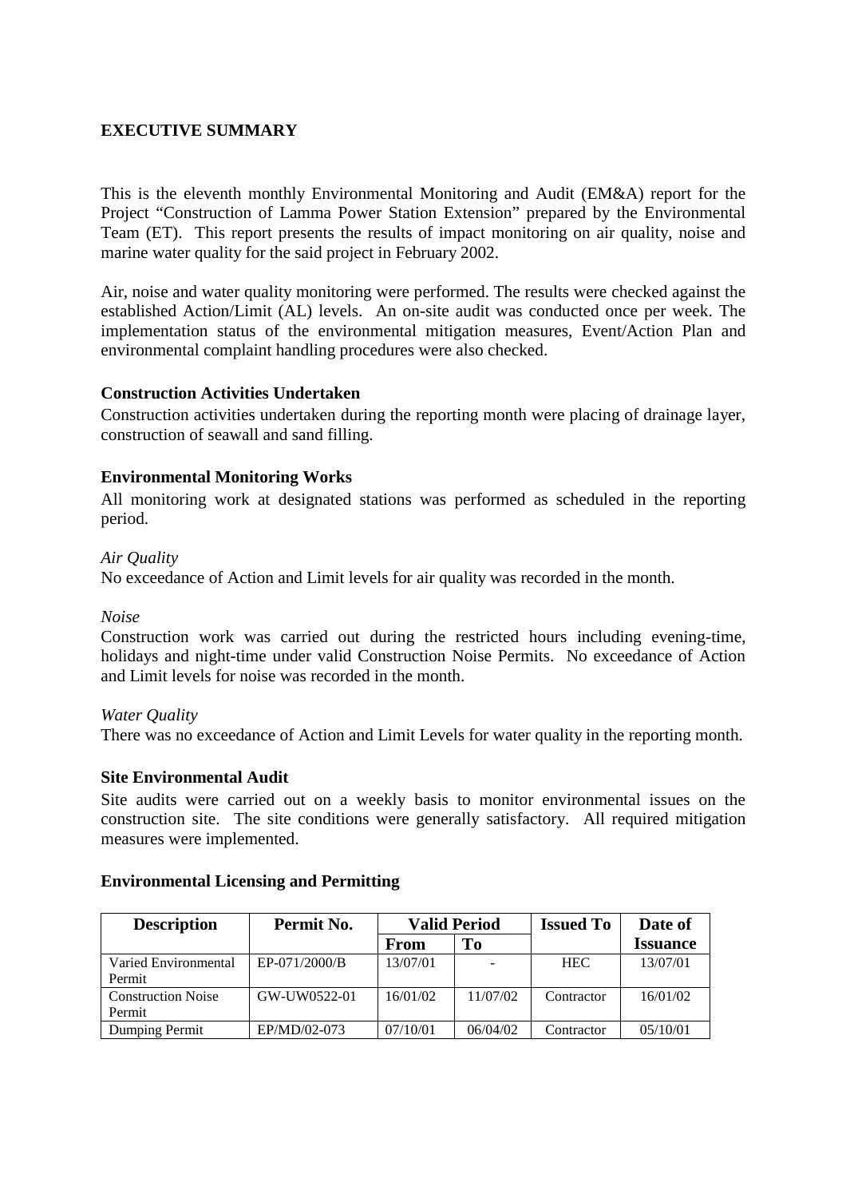## EXECUTIVE SUMMARY

This is the eleventh monthly Environmental Monitoring and Audit (EM&A) report for the Project "Construction of Lamma Power Station Extension" prepared by the Environmental Team (ET). This report presents the results of impact monitoring on air quality, noise and marine water quality for the said project in February 2002.

Air, noise and water quality monitoring were performed. The results were checked against the established Action/Limit (AL) levels. An on-site audit was conducted once per week. The implementation status of the environmental mitigation measures, Event/Action Plan and environmental complaint handling procedures were also checked.

### Construction Activities Undertaken

Construction activities undertaken during the reporting month were placing of drainage layer, construction of seawall and sand filling.

### Environmental Monitoring Works

All monitoring work at designated stations was performed as scheduled in the reporting period.

*Air Quality*

No exceedance of Action and Limit levels for air quality was recorded in the month.

*Noise*

Construction work was carried out during the restricted hours including evening-time, holidays and night-time under valid Construction Noise Permits. No exceedance of Action and Limit levels for noise was recorded in the month.

*Water Quality*

There was no exceedance of Action and Limit Levels for water quality in the reporting month.

### Site Environmental Audit

Site audits were carried out on a weekly basis to monitor environmental issues on the construction site. The site conditions were generally satisfactory. All required mitigation measures were implemented.

### Environmental Licensing and Permitting

| Description | Permit No. | Valid Period | | Issued To | Date of Issuance |
|---|---|---|---|---|---|
| | | From | To | | |
| Varied Environmental Permit | EP-071/2000/B | 13/07/01 | - | HEC | 13/07/01 |
| Construction Noise Permit | GW-UW0522-01 | 16/01/02 | 11/07/02 | Contractor | 16/01/02 |
| Dumping Permit | EP/MD/02-073 | 07/10/01 | 06/04/02 | Contractor | 05/10/01 |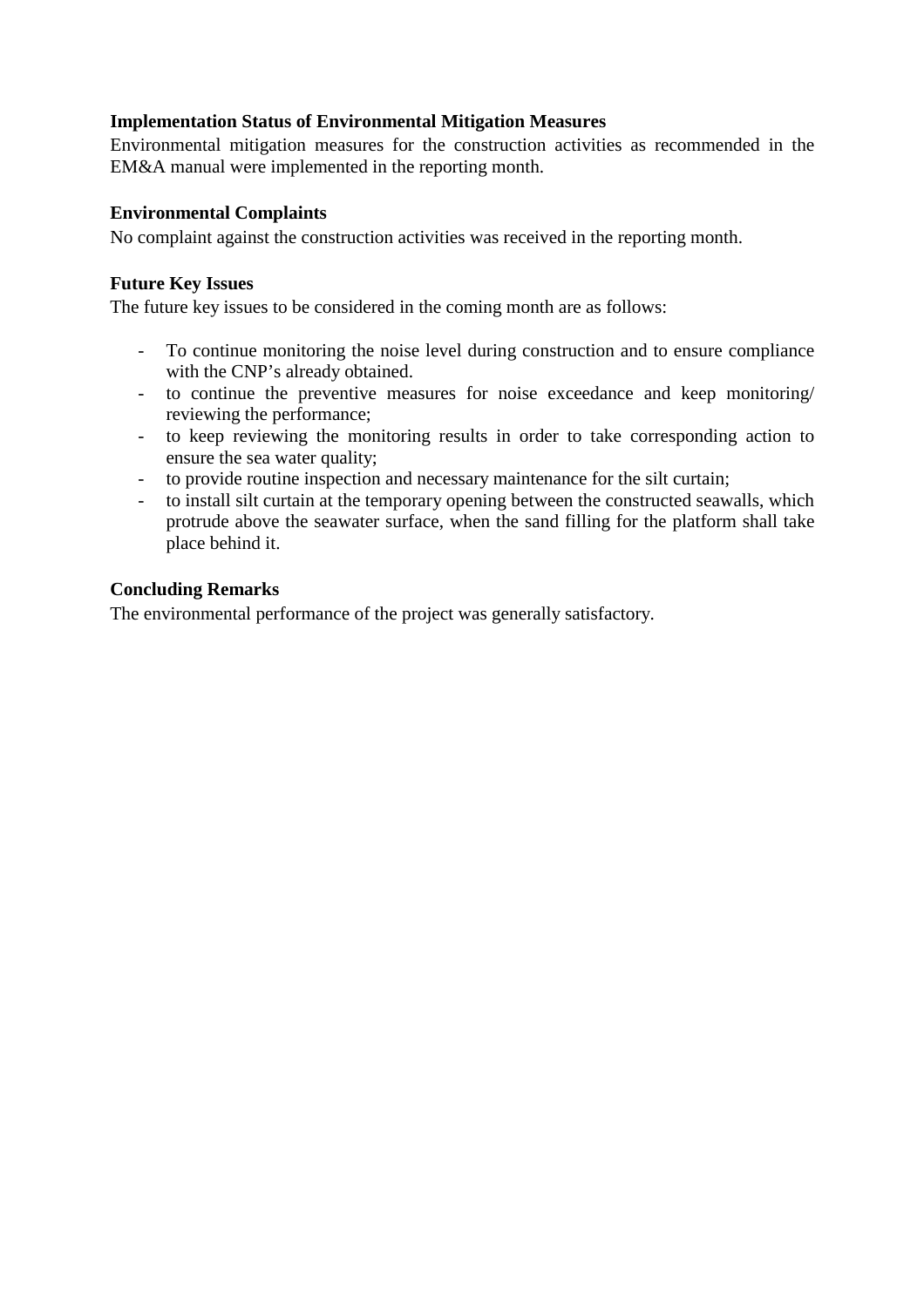**Implementation Status of Environmental Mitigation Measures**

Environmental mitigation measures for the construction activities as recommended in the EM&A manual were implemented in the reporting month.

**Environmental Complaints**

No complaint against the construction activities was received in the reporting month.

**Future Key Issues**

The future key issues to be considered in the coming month are as follows:

- To continue monitoring the noise level during construction and to ensure compliance with the CNP's already obtained.
- to continue the preventive measures for noise exceedance and keep monitoring/ reviewing the performance;
- to keep reviewing the monitoring results in order to take corresponding action to ensure the sea water quality;
- to provide routine inspection and necessary maintenance for the silt curtain;
- to install silt curtain at the temporary opening between the constructed seawalls, which protrude above the seawater surface, when the sand filling for the platform shall take place behind it.

**Concluding Remarks**

The environmental performance of the project was generally satisfactory.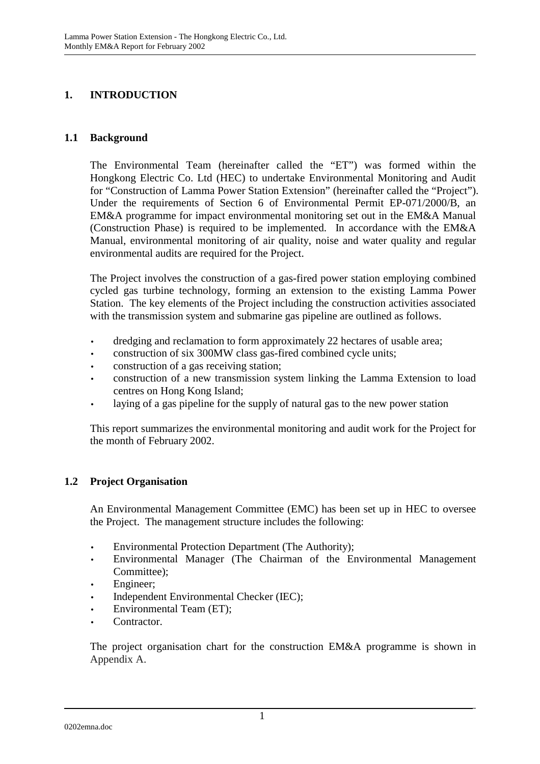# 1. INTRODUCTION

## 1.1 Background

The Environmental Team (hereinafter called the "ET") was formed within the Hongkong Electric Co. Ltd (HEC) to undertake Environmental Monitoring and Audit for "Construction of Lamma Power Station Extension" (hereinafter called the "Project"). Under the requirements of Section 6 of Environmental Permit EP-071/2000/B, an EM&A programme for impact environmental monitoring set out in the EM&A Manual (Construction Phase) is required to be implemented. In accordance with the EM&A Manual, environmental monitoring of air quality, noise and water quality and regular environmental audits are required for the Project.

The Project involves the construction of a gas-fired power station employing combined cycled gas turbine technology, forming an extension to the existing Lamma Power Station. The key elements of the Project including the construction activities associated with the transmission system and submarine gas pipeline are outlined as follows.

- dredging and reclamation to form approximately 22 hectares of usable area;
- construction of six 300MW class gas-fired combined cycle units;
- construction of a gas receiving station;
- construction of a new transmission system linking the Lamma Extension to load centres on Hong Kong Island;
- laying of a gas pipeline for the supply of natural gas to the new power station

This report summarizes the environmental monitoring and audit work for the Project for the month of February 2002.

## 1.2 Project Organisation

An Environmental Management Committee (EMC) has been set up in HEC to oversee the Project. The management structure includes the following:

- Environmental Protection Department (The Authority);
- Environmental Manager (The Chairman of the Environmental Management Committee);
- Engineer;
- Independent Environmental Checker (IEC);
- Environmental Team (ET);
- Contractor.

The project organisation chart for the construction EM&A programme is shown in Appendix A.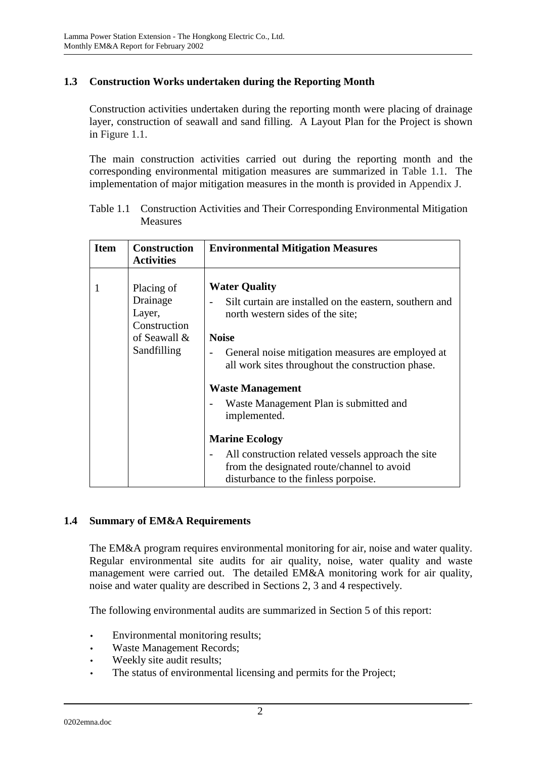## 1.3 Construction Works undertaken during the Reporting Month

Construction activities undertaken during the reporting month were placing of drainage layer, construction of seawall and sand filling. A Layout Plan for the Project is shown in Figure 1.1.

The main construction activities carried out during the reporting month and the corresponding environmental mitigation measures are summarized in Table 1.1. The implementation of major mitigation measures in the month is provided in Appendix J.

Table 1.1 Construction Activities and Their Corresponding Environmental Mitigation Measures

| Item | Construction Activities | Environmental Mitigation Measures |
|---|---|---|
| 1 | Placing of Drainage Layer, Construction of Seawall & Sandfilling | **Water Quality**<br>- Silt curtain are installed on the eastern, southern and north western sides of the site;<br>**Noise**<br>- General noise mitigation measures are employed at all work sites throughout the construction phase.<br>**Waste Management**<br>- Waste Management Plan is submitted and implemented.<br>**Marine Ecology**<br>- All construction related vessels approach the site from the designated route/channel to avoid disturbance to the finless porpoise. |

## 1.4 Summary of EM&A Requirements

The EM&A program requires environmental monitoring for air, noise and water quality. Regular environmental site audits for air quality, noise, water quality and waste management were carried out. The detailed EM&A monitoring work for air quality, noise and water quality are described in Sections 2, 3 and 4 respectively.

The following environmental audits are summarized in Section 5 of this report:

- Environmental monitoring results;
- Waste Management Records;
- Weekly site audit results;
- The status of environmental licensing and permits for the Project;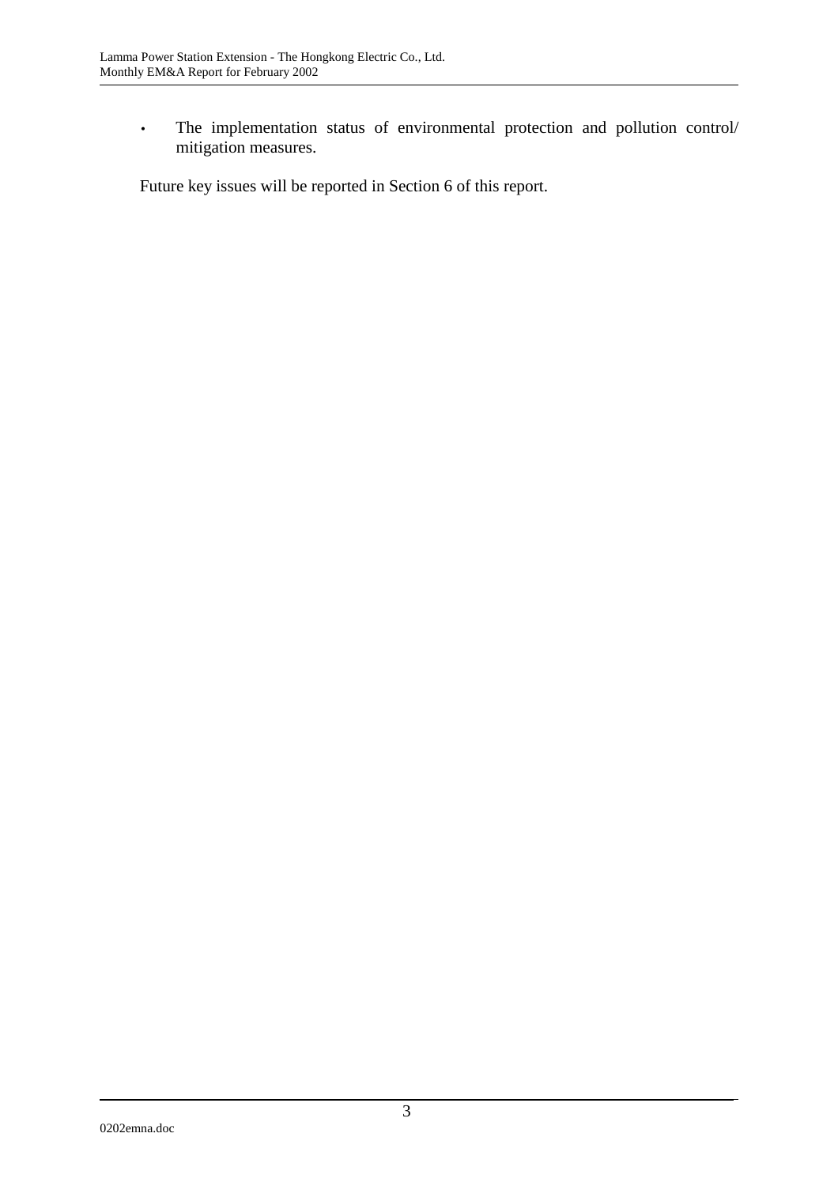- The implementation status of environmental protection and pollution control/ mitigation measures.

Future key issues will be reported in Section 6 of this report.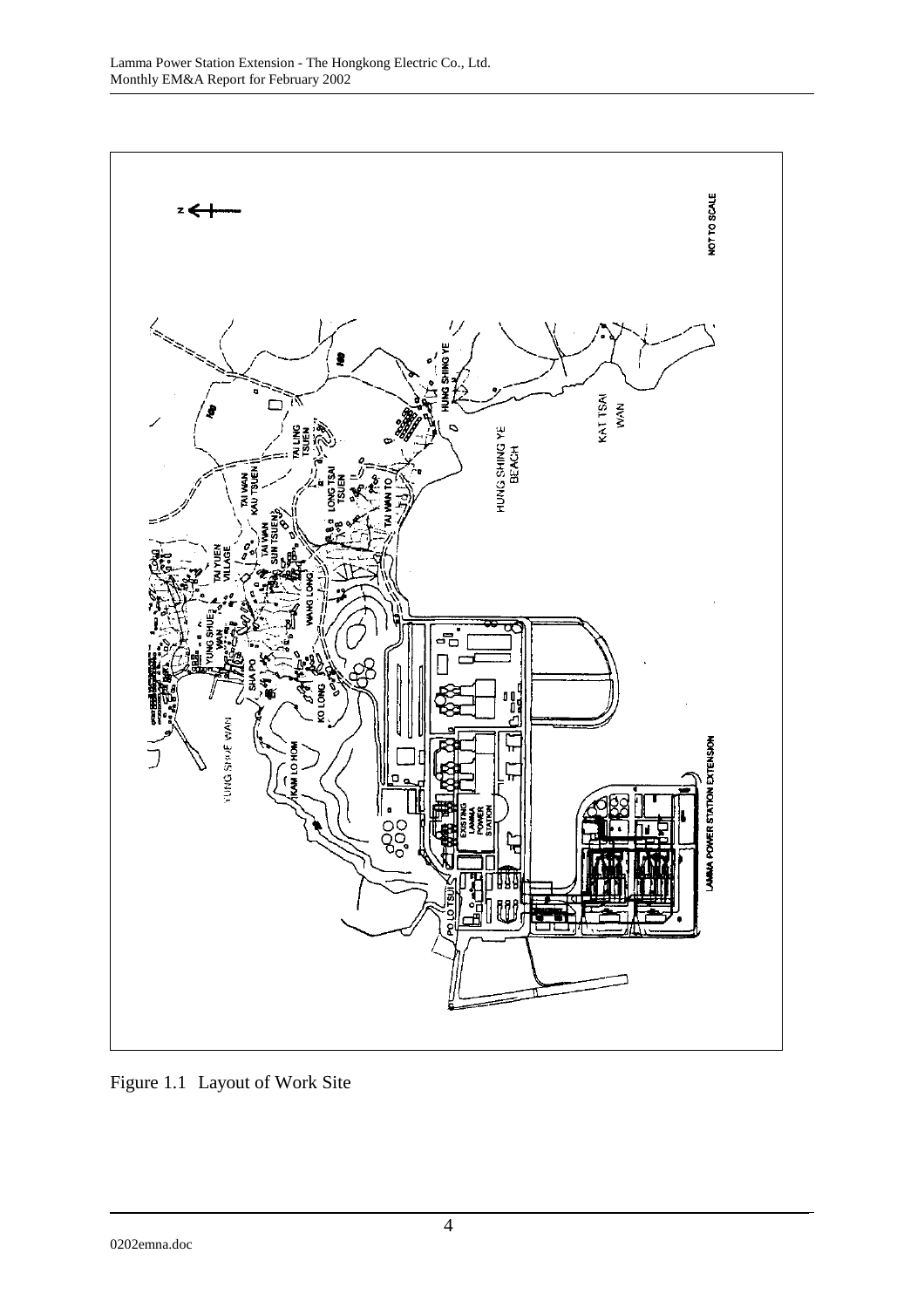Figure 1.1 Layout of Work Site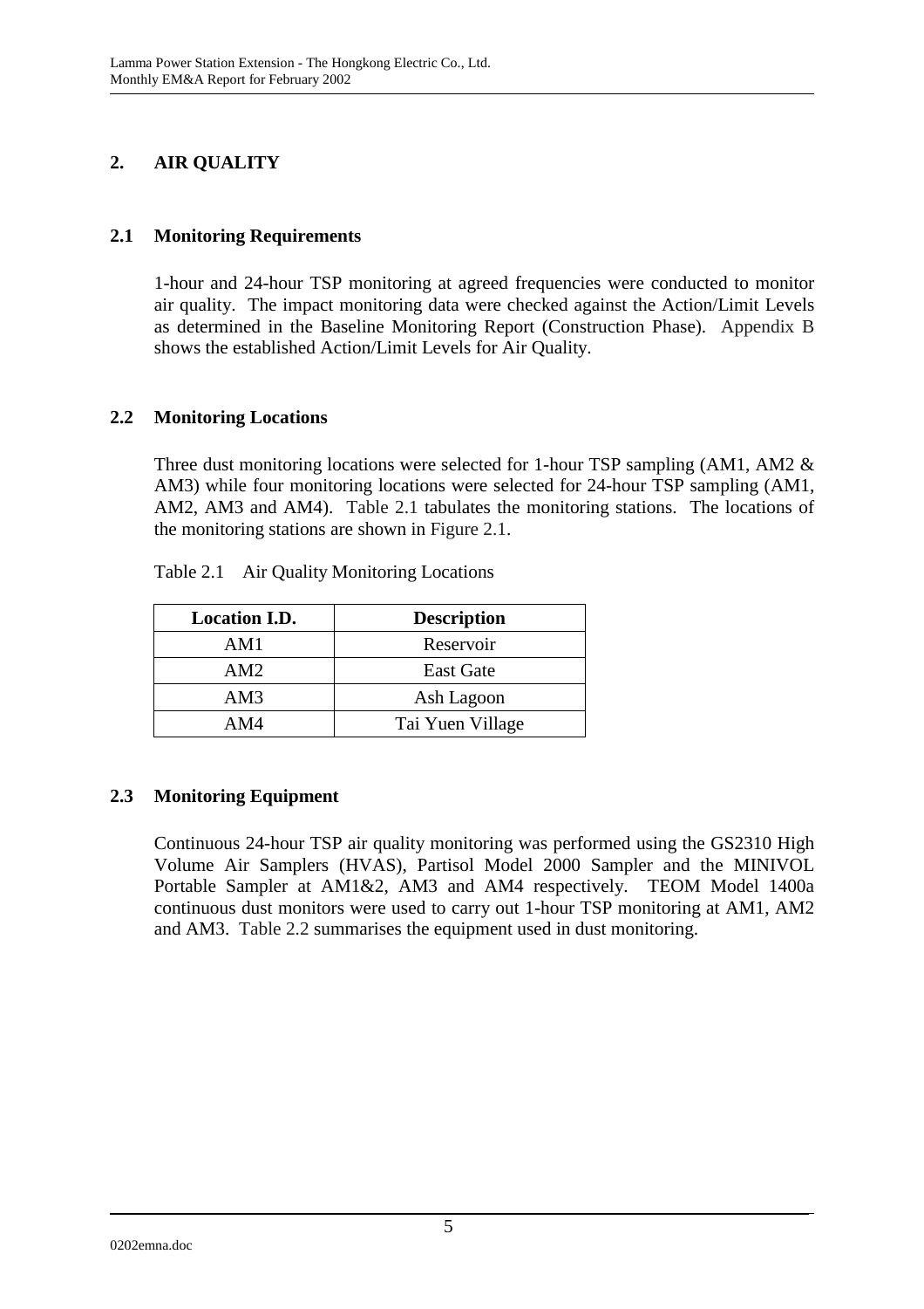## 2. AIR QUALITY

### 2.1 Monitoring Requirements

1-hour and 24-hour TSP monitoring at agreed frequencies were conducted to monitor air quality. The impact monitoring data were checked against the Action/Limit Levels as determined in the Baseline Monitoring Report (Construction Phase). Appendix B shows the established Action/Limit Levels for Air Quality.

### 2.2 Monitoring Locations

Three dust monitoring locations were selected for 1-hour TSP sampling (AM1, AM2 & AM3) while four monitoring locations were selected for 24-hour TSP sampling (AM1, AM2, AM3 and AM4). Table 2.1 tabulates the monitoring stations. The locations of the monitoring stations are shown in Figure 2.1.

Table 2.1 Air Quality Monitoring Locations

| Location I.D. | Description |
|---|---|
| AM1 | Reservoir |
| AM2 | East Gate |
| AM3 | Ash Lagoon |
| AM4 | Tai Yuen Village |

### 2.3 Monitoring Equipment

Continuous 24-hour TSP air quality monitoring was performed using the GS2310 High Volume Air Samplers (HVAS), Partisol Model 2000 Sampler and the MINIVOL Portable Sampler at AM1&2, AM3 and AM4 respectively. TEOM Model 1400a continuous dust monitors were used to carry out 1-hour TSP monitoring at AM1, AM2 and AM3. Table 2.2 summarises the equipment used in dust monitoring.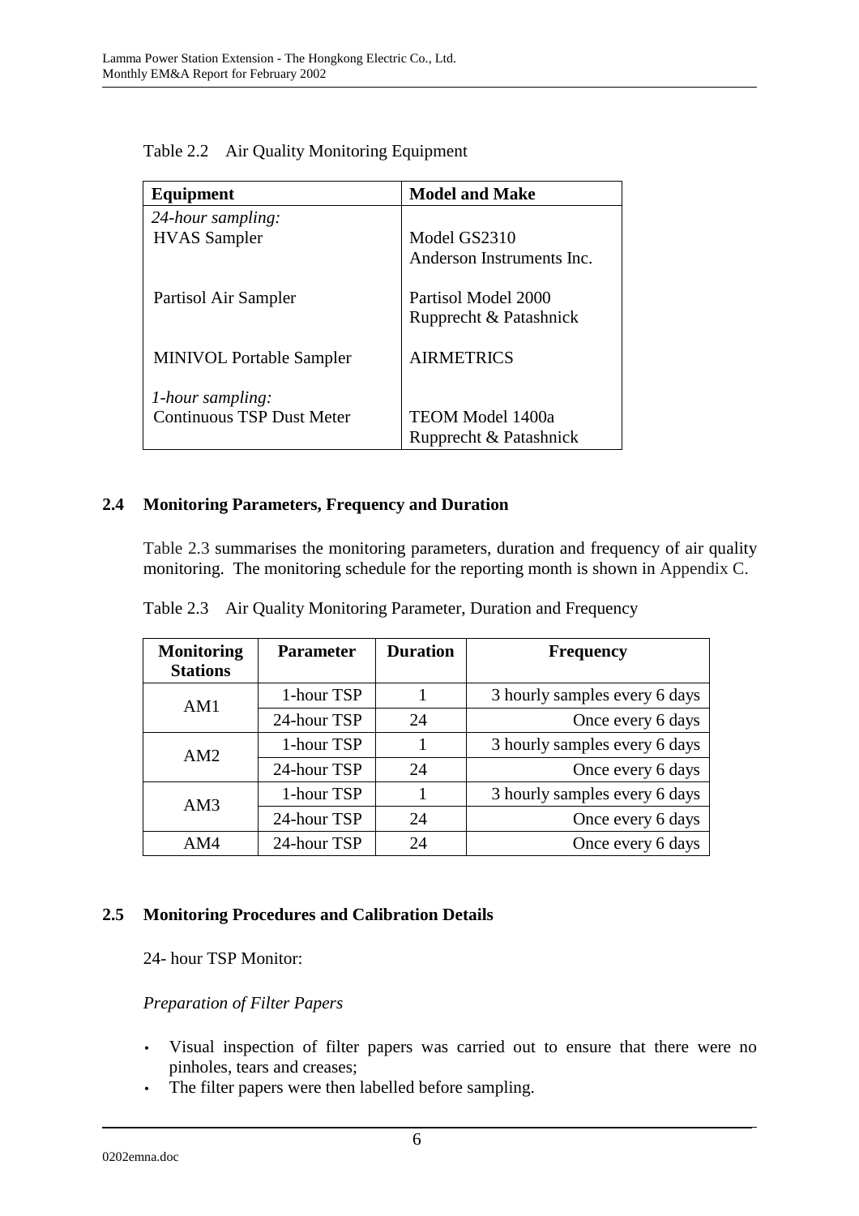Table 2.2 Air Quality Monitoring Equipment

| Equipment | Model and Make |
| --- | --- |
| *24-hour sampling:* | |
| HVAS Sampler | Model GS2310<br>Anderson Instruments Inc. |
| Partisol Air Sampler | Partisol Model 2000<br>Rupprecht & Patashnick |
| MINIVOL Portable Sampler | AIRMETRICS |
| *1-hour sampling:* | |
| Continuous TSP Dust Meter | TEOM Model 1400a<br>Rupprecht & Patashnick |

## 2.4 Monitoring Parameters, Frequency and Duration

Table 2.3 summarises the monitoring parameters, duration and frequency of air quality monitoring. The monitoring schedule for the reporting month is shown in Appendix C.

Table 2.3 Air Quality Monitoring Parameter, Duration and Frequency

| Monitoring Stations | Parameter | Duration | Frequency |
| --- | --- | --- | --- |
| AM1 | 1-hour TSP | 1 | 3 hourly samples every 6 days |
| | 24-hour TSP | 24 | Once every 6 days |
| AM2 | 1-hour TSP | 1 | 3 hourly samples every 6 days |
| | 24-hour TSP | 24 | Once every 6 days |
| AM3 | 1-hour TSP | 1 | 3 hourly samples every 6 days |
| | 24-hour TSP | 24 | Once every 6 days |
| AM4 | 24-hour TSP | 24 | Once every 6 days |

## 2.5 Monitoring Procedures and Calibration Details

24- hour TSP Monitor:

*Preparation of Filter Papers*

- Visual inspection of filter papers was carried out to ensure that there were no pinholes, tears and creases;
- The filter papers were then labelled before sampling.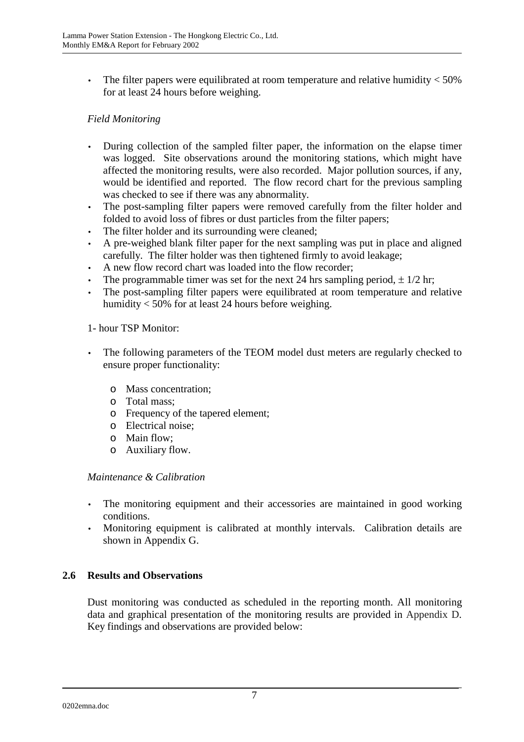- The filter papers were equilibrated at room temperature and relative humidity < 50% for at least 24 hours before weighing.

*Field Monitoring*

- During collection of the sampled filter paper, the information on the elapse timer was logged. Site observations around the monitoring stations, which might have affected the monitoring results, were also recorded. Major pollution sources, if any, would be identified and reported. The flow record chart for the previous sampling was checked to see if there was any abnormality.
- The post-sampling filter papers were removed carefully from the filter holder and folded to avoid loss of fibres or dust particles from the filter papers;
- The filter holder and its surrounding were cleaned;
- A pre-weighed blank filter paper for the next sampling was put in place and aligned carefully. The filter holder was then tightened firmly to avoid leakage;
- A new flow record chart was loaded into the flow recorder;
- The programmable timer was set for the next 24 hrs sampling period, $\pm$ 1/2 hr;
- The post-sampling filter papers were equilibrated at room temperature and relative humidity < 50% for at least 24 hours before weighing.

1- hour TSP Monitor:

- The following parameters of the TEOM model dust meters are regularly checked to ensure proper functionality:
  - Mass concentration;
  - Total mass;
  - Frequency of the tapered element;
  - Electrical noise;
  - Main flow;
  - Auxiliary flow.

*Maintenance & Calibration*

- The monitoring equipment and their accessories are maintained in good working conditions.
- Monitoring equipment is calibrated at monthly intervals. Calibration details are shown in Appendix G.

## 2.6 Results and Observations

Dust monitoring was conducted as scheduled in the reporting month. All monitoring data and graphical presentation of the monitoring results are provided in Appendix D. Key findings and observations are provided below: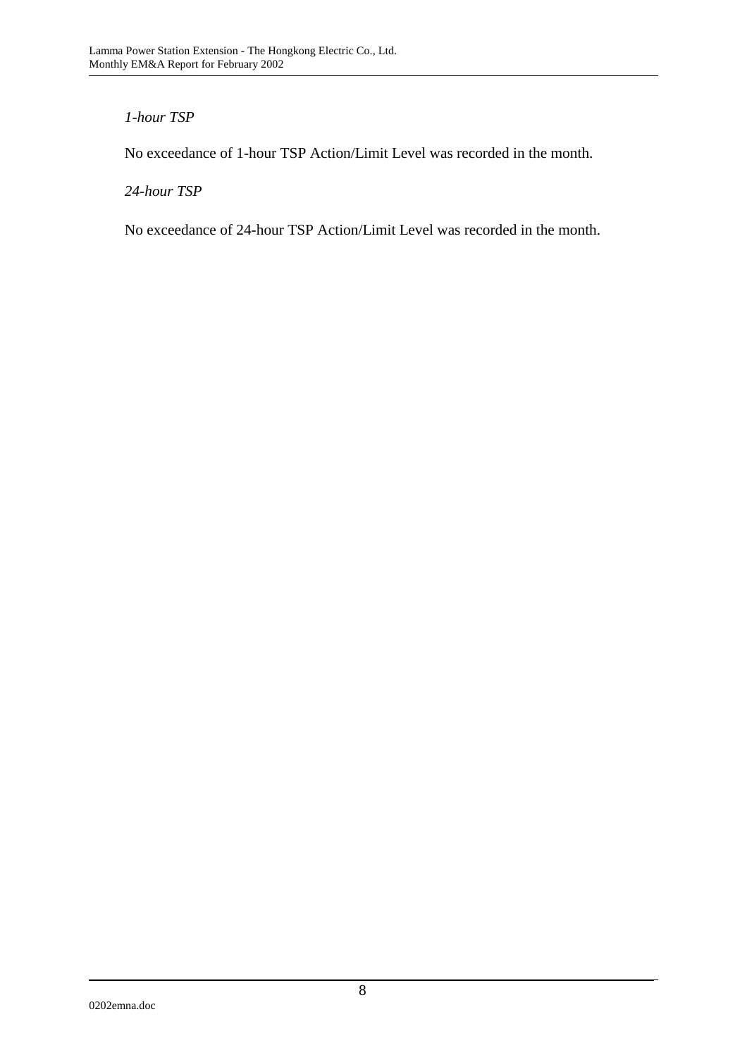*1-hour TSP*

No exceedance of 1-hour TSP Action/Limit Level was recorded in the month.

*24-hour TSP*

No exceedance of 24-hour TSP Action/Limit Level was recorded in the month.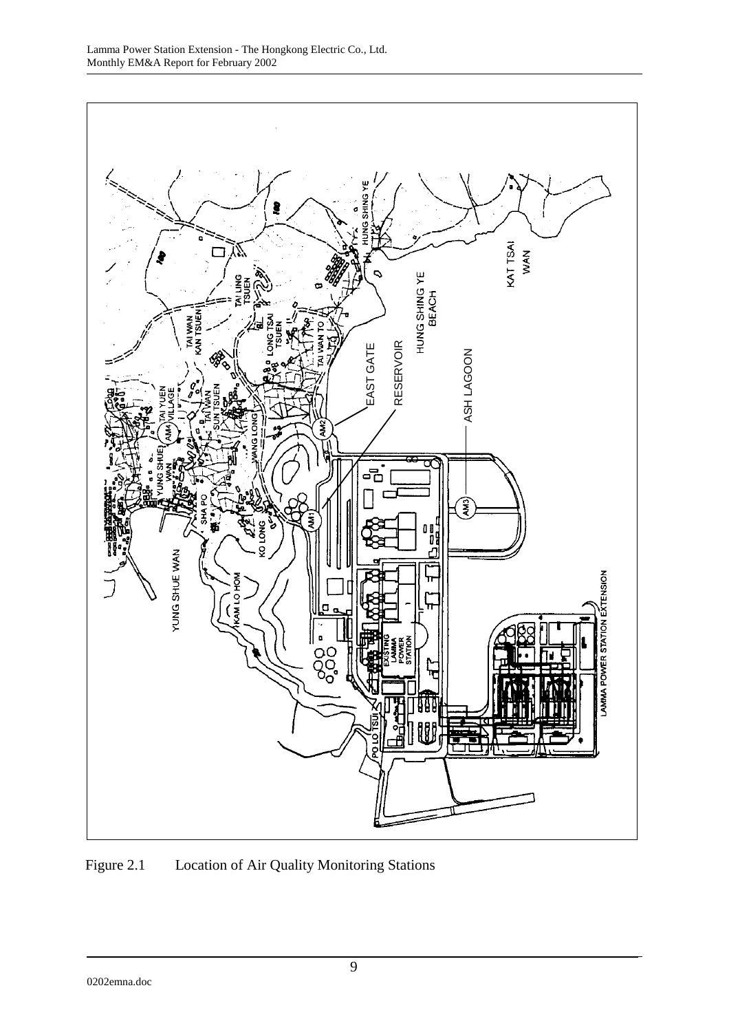Figure 2.1 Location of Air Quality Monitoring Stations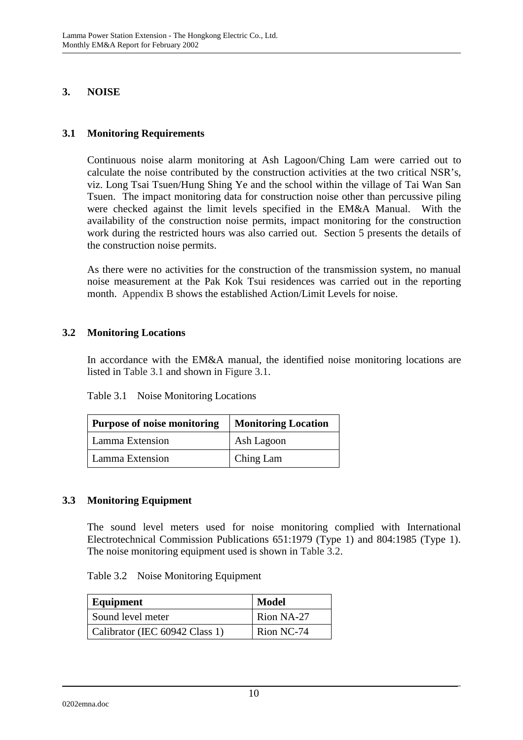# 3. NOISE

## 3.1 Monitoring Requirements

Continuous noise alarm monitoring at Ash Lagoon/Ching Lam were carried out to calculate the noise contributed by the construction activities at the two critical NSR's, viz. Long Tsai Tsuen/Hung Shing Ye and the school within the village of Tai Wan San Tsuen. The impact monitoring data for construction noise other than percussive piling were checked against the limit levels specified in the EM&A Manual. With the availability of the construction noise permits, impact monitoring for the construction work during the restricted hours was also carried out. Section 5 presents the details of the construction noise permits.

As there were no activities for the construction of the transmission system, no manual noise measurement at the Pak Kok Tsui residences was carried out in the reporting month. Appendix B shows the established Action/Limit Levels for noise.

## 3.2 Monitoring Locations

In accordance with the EM&A manual, the identified noise monitoring locations are listed in Table 3.1 and shown in Figure 3.1.

Table 3.1 Noise Monitoring Locations

| Purpose of noise monitoring | Monitoring Location |
|---|---|
| Lamma Extension | Ash Lagoon |
| Lamma Extension | Ching Lam |

## 3.3 Monitoring Equipment

The sound level meters used for noise monitoring complied with International Electrotechnical Commission Publications 651:1979 (Type 1) and 804:1985 (Type 1). The noise monitoring equipment used is shown in Table 3.2.

Table 3.2 Noise Monitoring Equipment

| Equipment | Model |
|---|---|
| Sound level meter | Rion NA-27 |
| Calibrator (IEC 60942 Class 1) | Rion NC-74 |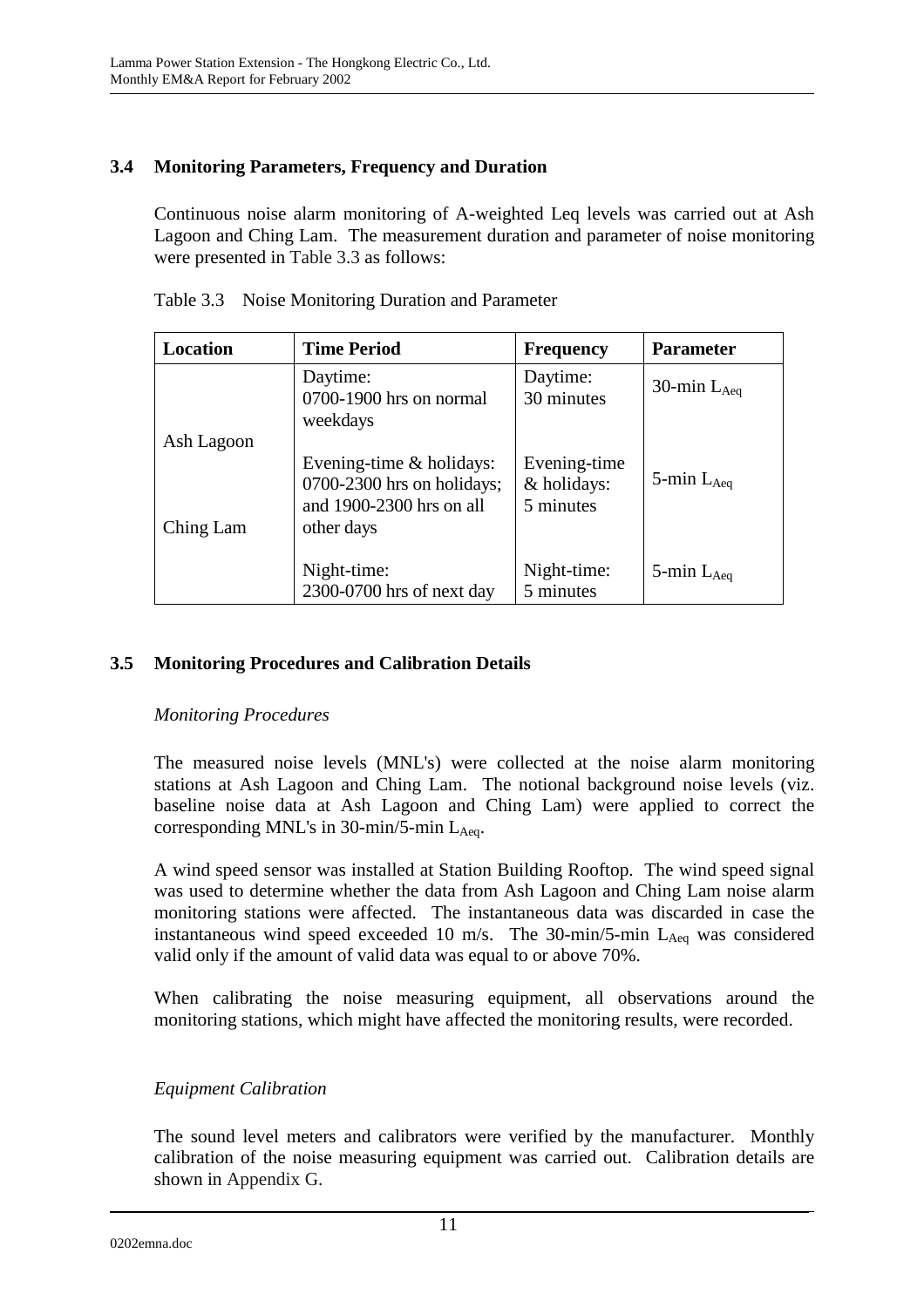## 3.4 Monitoring Parameters, Frequency and Duration

Continuous noise alarm monitoring of A-weighted Leq levels was carried out at Ash Lagoon and Ching Lam. The measurement duration and parameter of noise monitoring were presented in Table 3.3 as follows:

Table 3.3 Noise Monitoring Duration and Parameter

| Location | Time Period | Frequency | Parameter |
|---|---|---|---|
| Ash Lagoon<br><br>Ching Lam | Daytime:<br>0700-1900 hrs on normal weekdays | Daytime:<br>30 minutes | 30-min $L_{Aeq}$ |
| | Evening-time & holidays:<br>0700-2300 hrs on holidays; and 1900-2300 hrs on all other days | Evening-time & holidays:<br>5 minutes | 5-min $L_{Aeq}$ |
| | Night-time:<br>2300-0700 hrs of next day | Night-time:<br>5 minutes | 5-min $L_{Aeq}$ |

## 3.5 Monitoring Procedures and Calibration Details

*Monitoring Procedures*

The measured noise levels (MNL's) were collected at the noise alarm monitoring stations at Ash Lagoon and Ching Lam. The notional background noise levels (viz. baseline noise data at Ash Lagoon and Ching Lam) were applied to correct the corresponding MNL's in 30-min/5-min $L_{Aeq}$.

A wind speed sensor was installed at Station Building Rooftop. The wind speed signal was used to determine whether the data from Ash Lagoon and Ching Lam noise alarm monitoring stations were affected. The instantaneous data was discarded in case the instantaneous wind speed exceeded 10 m/s. The 30-min/5-min $L_{Aeq}$ was considered valid only if the amount of valid data was equal to or above 70%.

When calibrating the noise measuring equipment, all observations around the monitoring stations, which might have affected the monitoring results, were recorded.

*Equipment Calibration*

The sound level meters and calibrators were verified by the manufacturer. Monthly calibration of the noise measuring equipment was carried out. Calibration details are shown in Appendix G.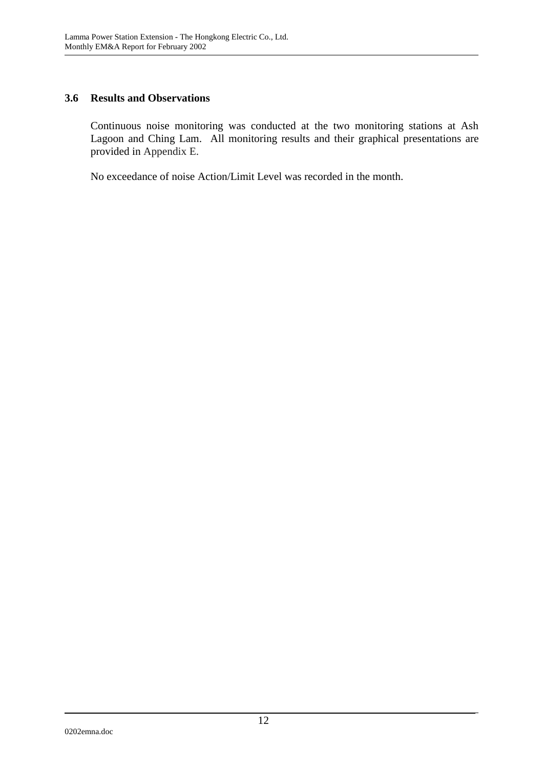### 3.6 Results and Observations

Continuous noise monitoring was conducted at the two monitoring stations at Ash Lagoon and Ching Lam. All monitoring results and their graphical presentations are provided in Appendix E.

No exceedance of noise Action/Limit Level was recorded in the month.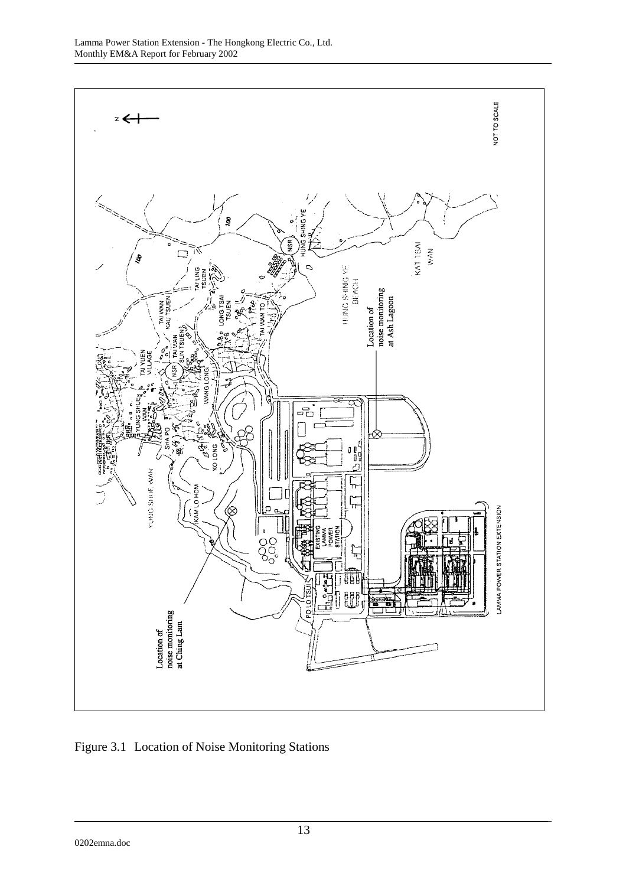Figure 3.1 Location of Noise Monitoring Stations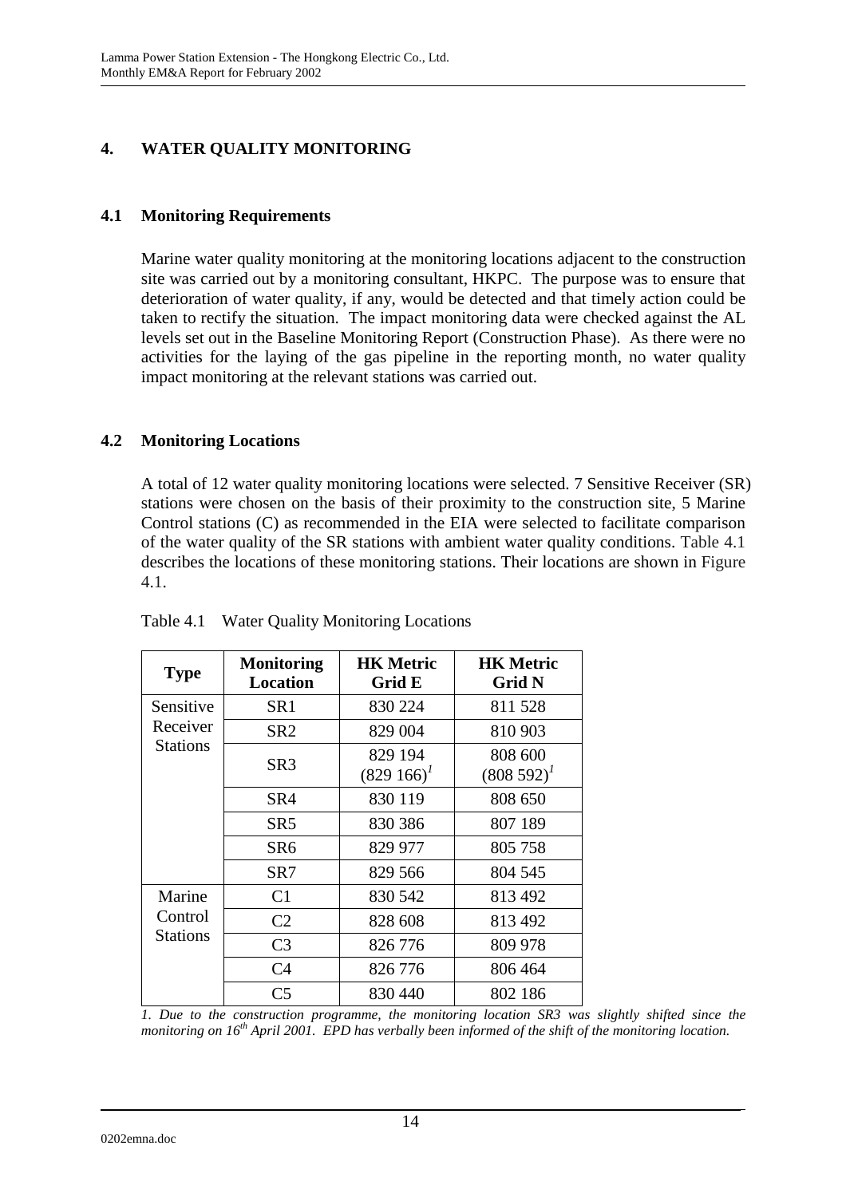# 4. WATER QUALITY MONITORING

## 4.1 Monitoring Requirements

Marine water quality monitoring at the monitoring locations adjacent to the construction site was carried out by a monitoring consultant, HKPC. The purpose was to ensure that deterioration of water quality, if any, would be detected and that timely action could be taken to rectify the situation. The impact monitoring data were checked against the AL levels set out in the Baseline Monitoring Report (Construction Phase). As there were no activities for the laying of the gas pipeline in the reporting month, no water quality impact monitoring at the relevant stations was carried out.

## 4.2 Monitoring Locations

A total of 12 water quality monitoring locations were selected. 7 Sensitive Receiver (SR) stations were chosen on the basis of their proximity to the construction site, 5 Marine Control stations (C) as recommended in the EIA were selected to facilitate comparison of the water quality of the SR stations with ambient water quality conditions. Table 4.1 describes the locations of these monitoring stations. Their locations are shown in Figure 4.1.

Table 4.1 Water Quality Monitoring Locations

| Type | Monitoring Location | HK Metric Grid E | HK Metric Grid N |
|---|---|---|---|
| Sensitive Receiver Stations | SR1 | 830 224 | 811 528 |
| | SR2 | 829 004 | 810 903 |
| | SR3 | 829 194 (829 166)[1] | 808 600 (808 592)[1] |
| | SR4 | 830 119 | 808 650 |
| | SR5 | 830 386 | 807 189 |
| | SR6 | 829 977 | 805 758 |
| | SR7 | 829 566 | 804 545 |
| Marine Control Stations | C1 | 830 542 | 813 492 |
| | C2 | 828 608 | 813 492 |
| | C3 | 826 776 | 809 978 |
| | C4 | 826 776 | 806 464 |
| | C5 | 830 440 | 802 186 |

*1. Due to the construction programme, the monitoring location SR3 was slightly shifted since the monitoring on 16th April 2001. EPD has verbally been informed of the shift of the monitoring location.*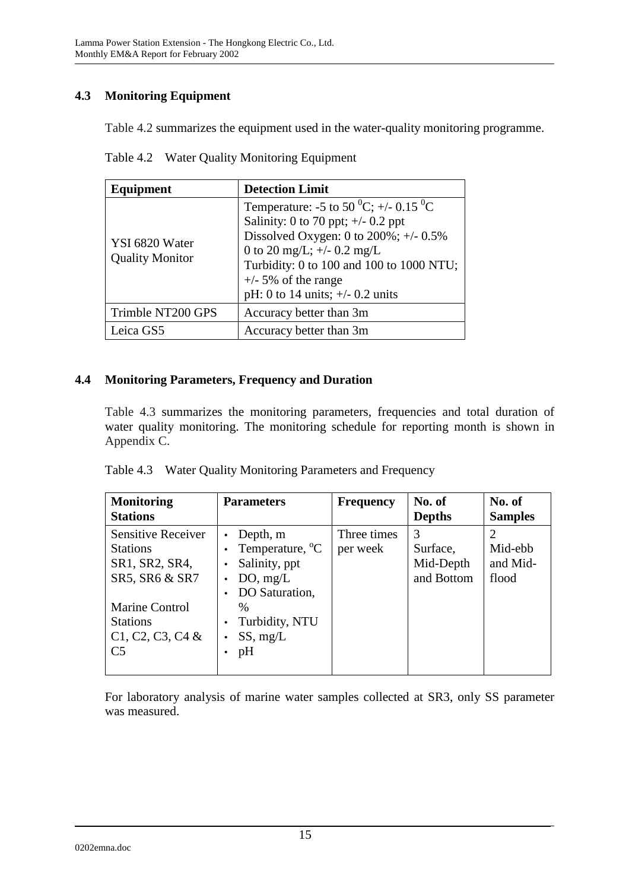## 4.3 Monitoring Equipment

Table 4.2 summarizes the equipment used in the water-quality monitoring programme.

Table 4.2 Water Quality Monitoring Equipment

| Equipment | Detection Limit |
|---|---|
| YSI 6820 Water Quality Monitor | Temperature: -5 to 50 $^0$C; +/- 0.15 $^0$C<br>Salinity: 0 to 70 ppt; +/- 0.2 ppt<br>Dissolved Oxygen: 0 to 200%; +/- 0.5%<br>0 to 20 mg/L; +/- 0.2 mg/L<br>Turbidity: 0 to 100 and 100 to 1000 NTU; +/- 5% of the range<br>pH: 0 to 14 units; +/- 0.2 units |
| Trimble NT200 GPS | Accuracy better than 3m |
| Leica GS5 | Accuracy better than 3m |

## 4.4 Monitoring Parameters, Frequency and Duration

Table 4.3 summarizes the monitoring parameters, frequencies and total duration of water quality monitoring. The monitoring schedule for reporting month is shown in Appendix C.

Table 4.3 Water Quality Monitoring Parameters and Frequency

| Monitoring Stations | Parameters | Frequency | No. of Depths | No. of Samples |
|---|---|---|---|---|
| Sensitive Receiver Stations SR1, SR2, SR4, SR5, SR6 & SR7<br><br>Marine Control Stations C1, C2, C3, C4 & C5 | • Depth, m<br>• Temperature, $^o$C<br>• Salinity, ppt<br>• DO, mg/L<br>• DO Saturation, %<br>• Turbidity, NTU<br>• SS, mg/L<br>• pH | Three times per week | 3<br>Surface, Mid-Depth and Bottom | 2<br>Mid-ebb and Mid-flood |

For laboratory analysis of marine water samples collected at SR3, only SS parameter was measured.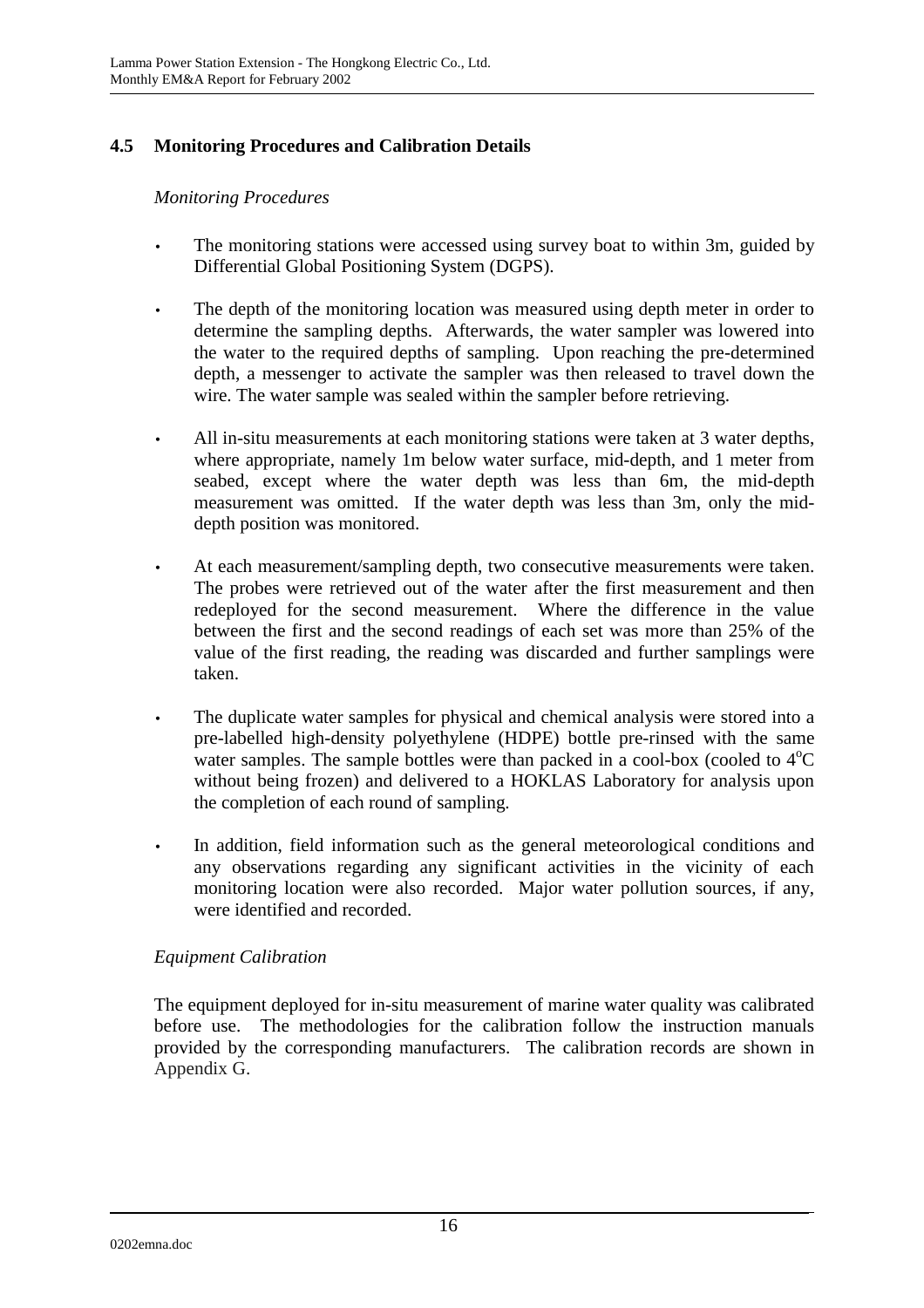### 4.5 Monitoring Procedures and Calibration Details

*Monitoring Procedures*

- The monitoring stations were accessed using survey boat to within 3m, guided by Differential Global Positioning System (DGPS).
- The depth of the monitoring location was measured using depth meter in order to determine the sampling depths. Afterwards, the water sampler was lowered into the water to the required depths of sampling. Upon reaching the pre-determined depth, a messenger to activate the sampler was then released to travel down the wire. The water sample was sealed within the sampler before retrieving.
- All in-situ measurements at each monitoring stations were taken at 3 water depths, where appropriate, namely 1m below water surface, mid-depth, and 1 meter from seabed, except where the water depth was less than 6m, the mid-depth measurement was omitted. If the water depth was less than 3m, only the mid-depth position was monitored.
- At each measurement/sampling depth, two consecutive measurements were taken. The probes were retrieved out of the water after the first measurement and then redeployed for the second measurement. Where the difference in the value between the first and the second readings of each set was more than 25% of the value of the first reading, the reading was discarded and further samplings were taken.
- The duplicate water samples for physical and chemical analysis were stored into a pre-labelled high-density polyethylene (HDPE) bottle pre-rinsed with the same water samples. The sample bottles were than packed in a cool-box (cooled to $4^oC$ without being frozen) and delivered to a HOKLAS Laboratory for analysis upon the completion of each round of sampling.
- In addition, field information such as the general meteorological conditions and any observations regarding any significant activities in the vicinity of each monitoring location were also recorded. Major water pollution sources, if any, were identified and recorded.

*Equipment Calibration*

The equipment deployed for in-situ measurement of marine water quality was calibrated before use. The methodologies for the calibration follow the instruction manuals provided by the corresponding manufacturers. The calibration records are shown in Appendix G.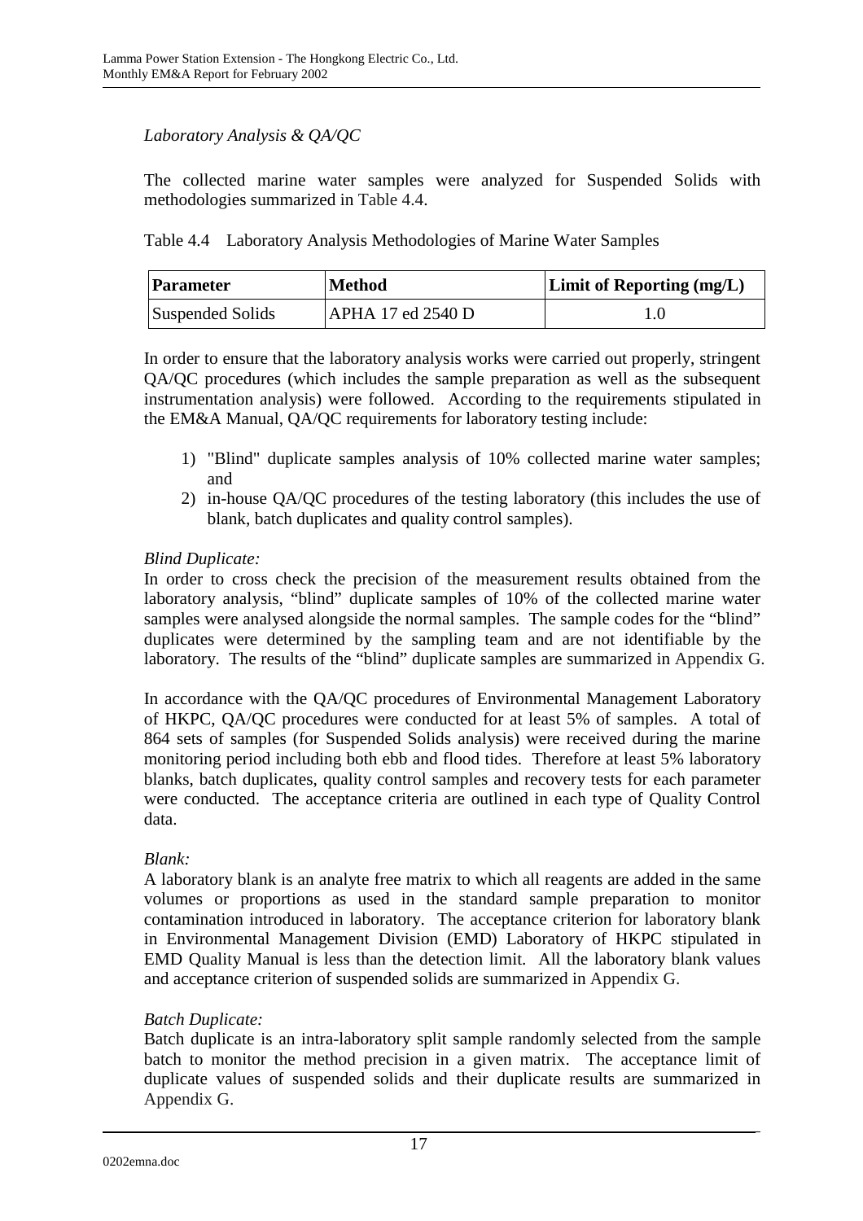*Laboratory Analysis & QA/QC*

The collected marine water samples were analyzed for Suspended Solids with methodologies summarized in Table 4.4.

Table 4.4 Laboratory Analysis Methodologies of Marine Water Samples

| Parameter | Method | Limit of Reporting (mg/L) |
| --- | --- | --- |
| Suspended Solids | APHA 17 ed 2540 D | 1.0 |

In order to ensure that the laboratory analysis works were carried out properly, stringent QA/QC procedures (which includes the sample preparation as well as the subsequent instrumentation analysis) were followed. According to the requirements stipulated in the EM&A Manual, QA/QC requirements for laboratory testing include:

1) "Blind" duplicate samples analysis of 10% collected marine water samples; and
2) in-house QA/QC procedures of the testing laboratory (this includes the use of blank, batch duplicates and quality control samples).

*Blind Duplicate:*
In order to cross check the precision of the measurement results obtained from the laboratory analysis, "blind" duplicate samples of 10% of the collected marine water samples were analysed alongside the normal samples. The sample codes for the "blind" duplicates were determined by the sampling team and are not identifiable by the laboratory. The results of the "blind" duplicate samples are summarized in Appendix G.

In accordance with the QA/QC procedures of Environmental Management Laboratory of HKPC, QA/QC procedures were conducted for at least 5% of samples. A total of 864 sets of samples (for Suspended Solids analysis) were received during the marine monitoring period including both ebb and flood tides. Therefore at least 5% laboratory blanks, batch duplicates, quality control samples and recovery tests for each parameter were conducted. The acceptance criteria are outlined in each type of Quality Control data.

*Blank:*
A laboratory blank is an analyte free matrix to which all reagents are added in the same volumes or proportions as used in the standard sample preparation to monitor contamination introduced in laboratory. The acceptance criterion for laboratory blank in Environmental Management Division (EMD) Laboratory of HKPC stipulated in EMD Quality Manual is less than the detection limit. All the laboratory blank values and acceptance criterion of suspended solids are summarized in Appendix G.

*Batch Duplicate:*
Batch duplicate is an intra-laboratory split sample randomly selected from the sample batch to monitor the method precision in a given matrix. The acceptance limit of duplicate values of suspended solids and their duplicate results are summarized in Appendix G.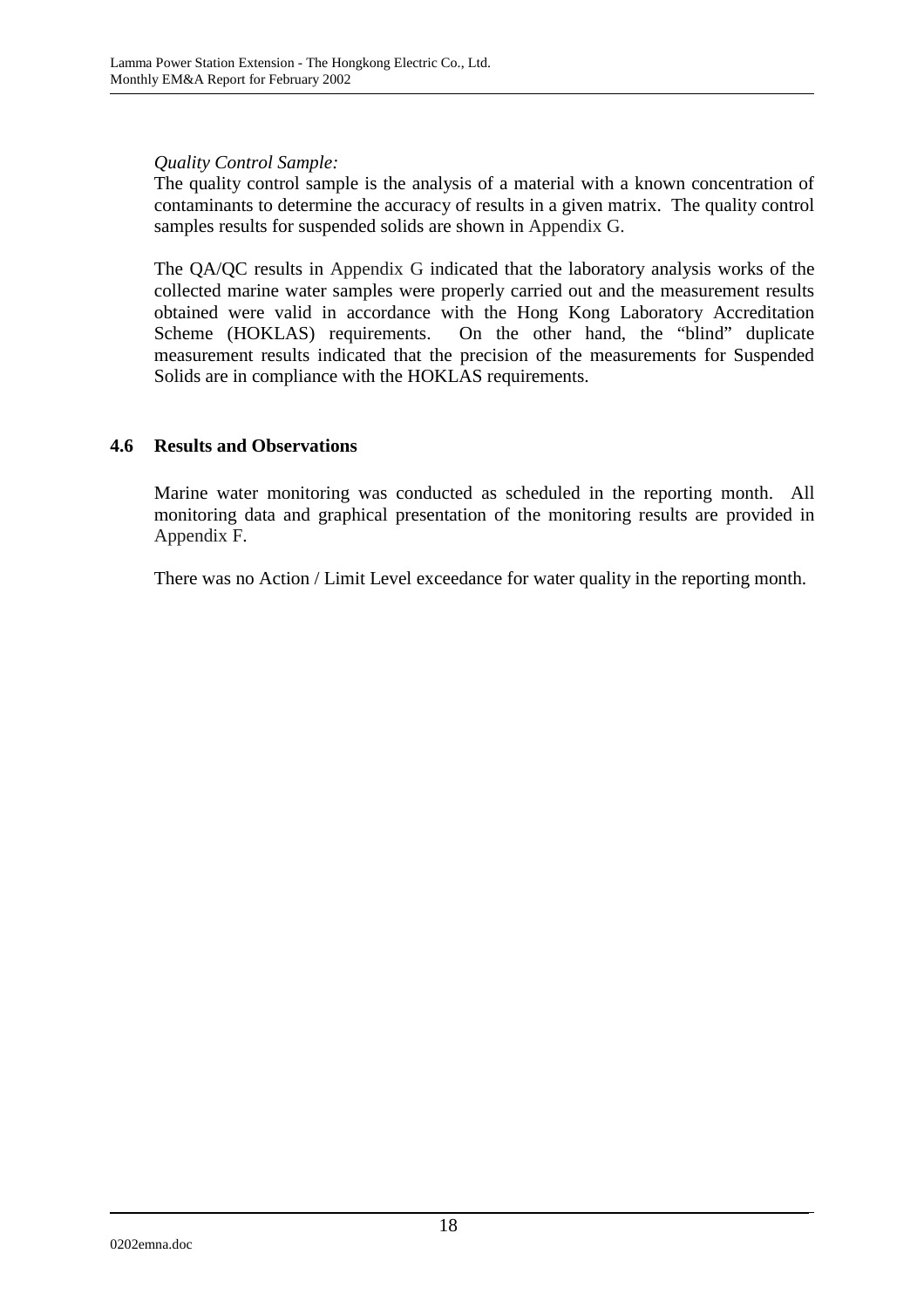*Quality Control Sample:*

The quality control sample is the analysis of a material with a known concentration of contaminants to determine the accuracy of results in a given matrix. The quality control samples results for suspended solids are shown in Appendix G.

The QA/QC results in Appendix G indicated that the laboratory analysis works of the collected marine water samples were properly carried out and the measurement results obtained were valid in accordance with the Hong Kong Laboratory Accreditation Scheme (HOKLAS) requirements. On the other hand, the "blind" duplicate measurement results indicated that the precision of the measurements for Suspended Solids are in compliance with the HOKLAS requirements.

## 4.6 Results and Observations

Marine water monitoring was conducted as scheduled in the reporting month. All monitoring data and graphical presentation of the monitoring results are provided in Appendix F.

There was no Action / Limit Level exceedance for water quality in the reporting month.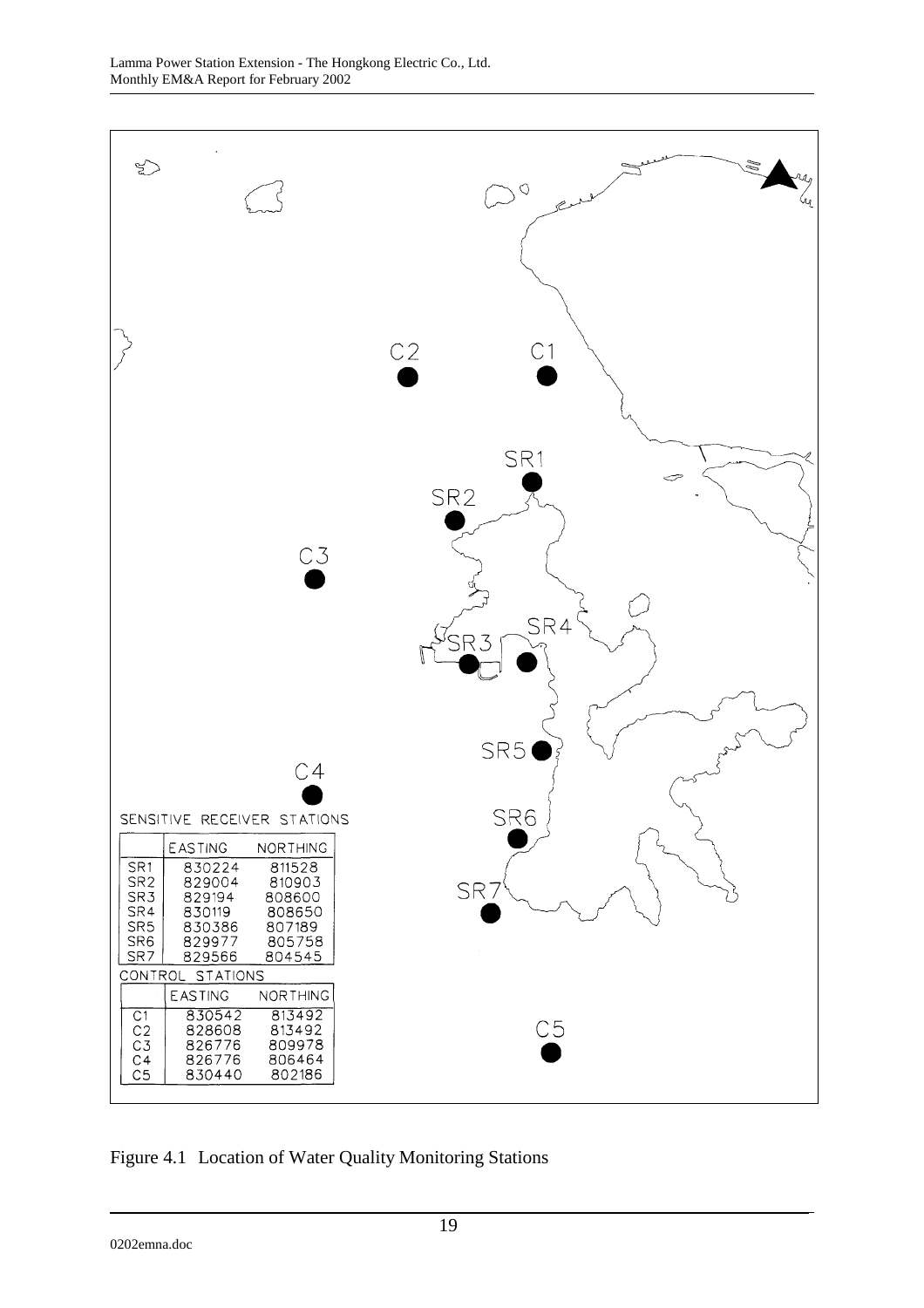SENSITIVE RECEIVER STATIONS

| | EASTING | NORTHING |
|---|---|---|
| SR1 | 830224 | 811528 |
| SR2 | 829004 | 810903 |
| SR3 | 829194 | 808600 |
| SR4 | 830119 | 808650 |
| SR5 | 830386 | 807189 |
| SR6 | 829977 | 805758 |
| SR7 | 829566 | 804545 |

CONTROL STATIONS

| | EASTING | NORTHING |
|---|---|---|
| C1 | 830542 | 813492 |
| C2 | 828608 | 813492 |
| C3 | 826776 | 809978 |
| C4 | 826776 | 806464 |
| C5 | 830440 | 802186 |

Figure 4.1 Location of Water Quality Monitoring Stations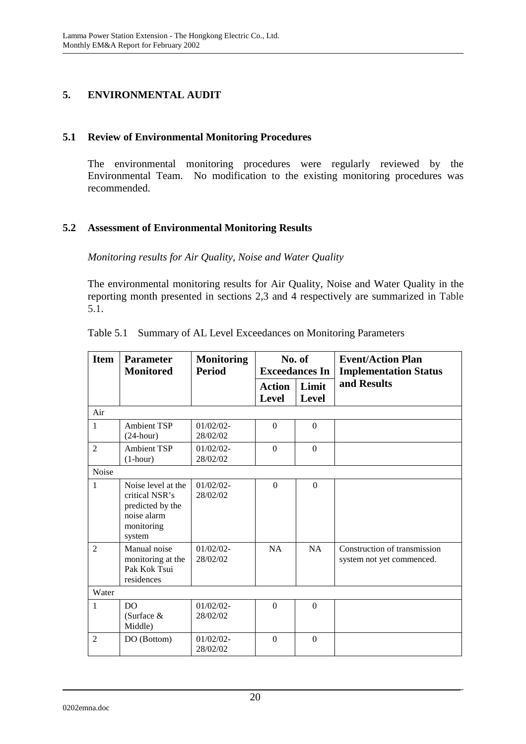## 5. ENVIRONMENTAL AUDIT

### 5.1 Review of Environmental Monitoring Procedures

The environmental monitoring procedures were regularly reviewed by the Environmental Team. No modification to the existing monitoring procedures was recommended.

### 5.2 Assessment of Environmental Monitoring Results

*Monitoring results for Air Quality, Noise and Water Quality*

The environmental monitoring results for Air Quality, Noise and Water Quality in the reporting month presented in sections 2,3 and 4 respectively are summarized in Table 5.1.

Table 5.1 Summary of AL Level Exceedances on Monitoring Parameters

| Item | Parameter Monitored | Monitoring Period | No. of Exceedances In | | Event/Action Plan Implementation Status and Results |
|---|---|---|---|---|---|
| | | | Action Level | Limit Level | |
| Air | | | | | |
| 1 | Ambient TSP (24-hour) | 01/02/02-28/02/02 | 0 | 0 | |
| 2 | Ambient TSP (1-hour) | 01/02/02-28/02/02 | 0 | 0 | |
| Noise | | | | | |
| 1 | Noise level at the critical NSR's predicted by the noise alarm monitoring system | 01/02/02-28/02/02 | 0 | 0 | |
| 2 | Manual noise monitoring at the Pak Kok Tsui residences | 01/02/02-28/02/02 | NA | NA | Construction of transmission system not yet commenced. |
| Water | | | | | |
| 1 | DO (Surface & Middle) | 01/02/02-28/02/02 | 0 | 0 | |
| 2 | DO (Bottom) | 01/02/02-28/02/02 | 0 | 0 | |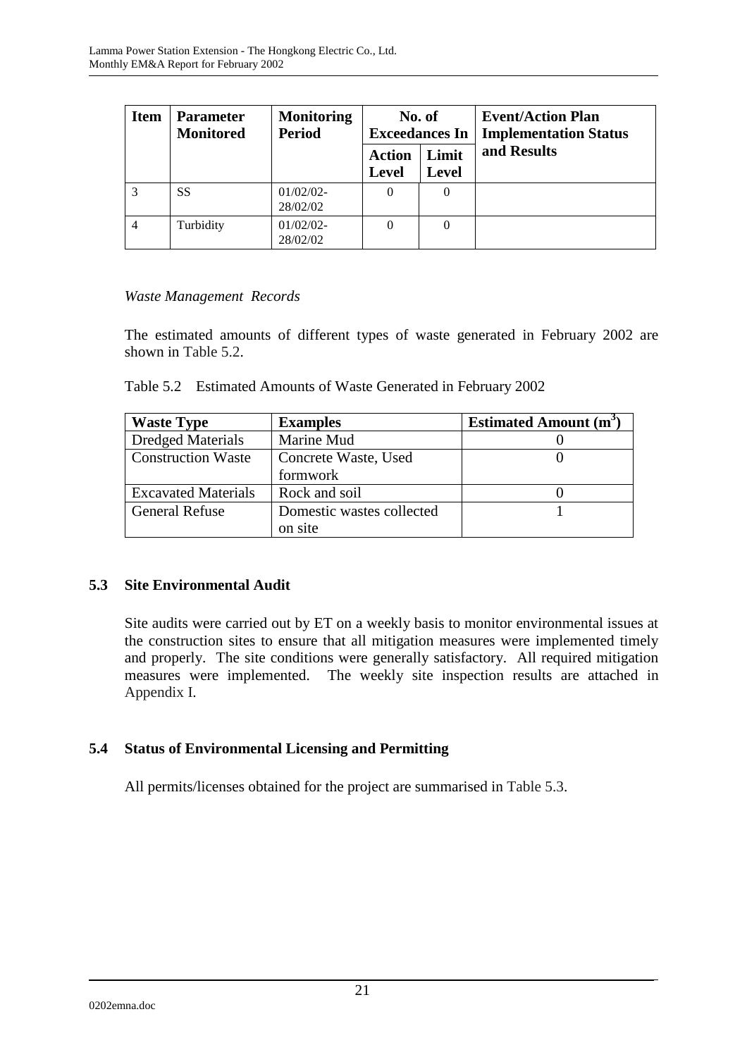| Item | Parameter Monitored | Monitoring Period | No. of Exceedances In | | Event/Action Plan Implementation Status and Results |
|---|---|---|---|---|---|
| | | | Action Level | Limit Level | |
| 3 | SS | 01/02/02-28/02/02 | 0 | 0 | |
| 4 | Turbidity | 01/02/02-28/02/02 | 0 | 0 | |

*Waste Management Records*

The estimated amounts of different types of waste generated in February 2002 are shown in Table 5.2.

Table 5.2 Estimated Amounts of Waste Generated in February 2002

| Waste Type | Examples | Estimated Amount ($m^3$) |
|---|---|---|
| Dredged Materials | Marine Mud | 0 |
| Construction Waste | Concrete Waste, Used formwork | 0 |
| Excavated Materials | Rock and soil | 0 |
| General Refuse | Domestic wastes collected on site | 1 |

## 5.3 Site Environmental Audit

Site audits were carried out by ET on a weekly basis to monitor environmental issues at the construction sites to ensure that all mitigation measures were implemented timely and properly. The site conditions were generally satisfactory. All required mitigation measures were implemented. The weekly site inspection results are attached in Appendix I.

## 5.4 Status of Environmental Licensing and Permitting

All permits/licenses obtained for the project are summarised in Table 5.3.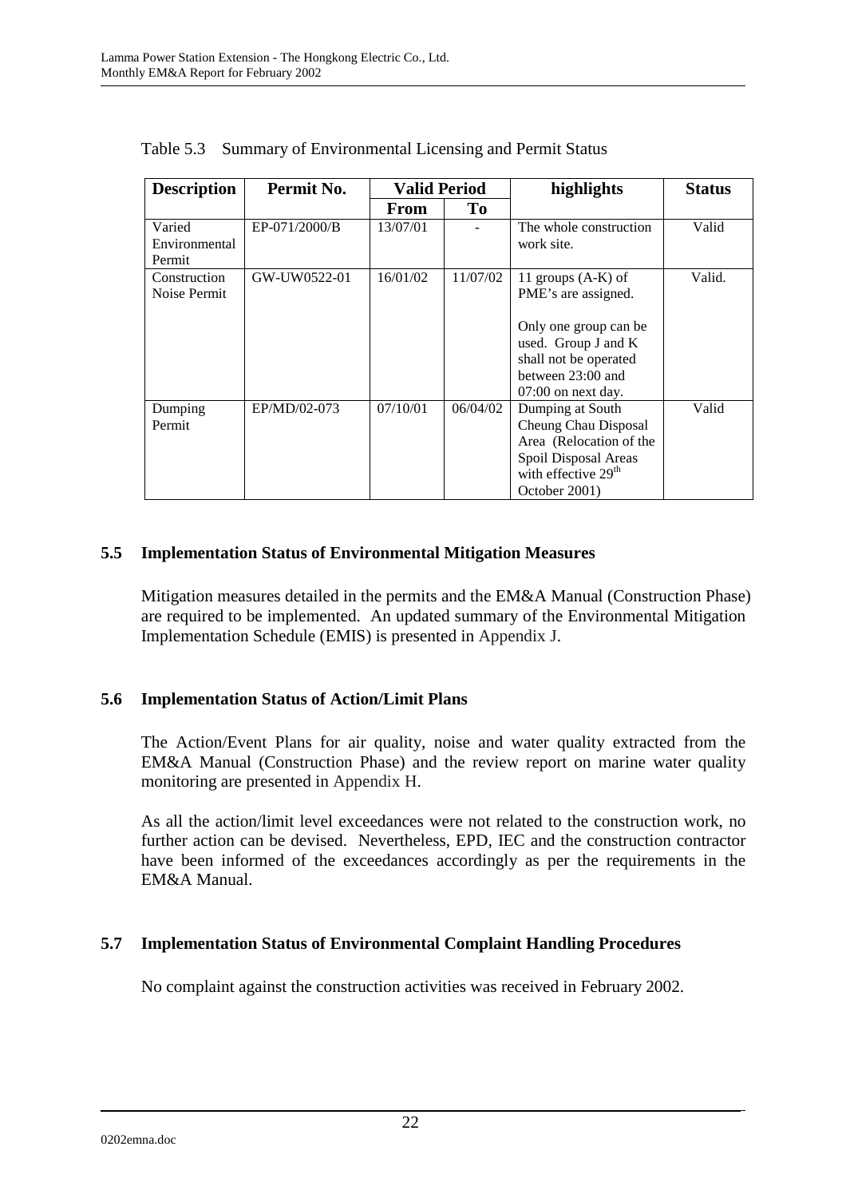Table 5.3 Summary of Environmental Licensing and Permit Status

| Description | Permit No. | Valid Period | | highlights | Status |
|---|---|---|---|---|---|
| | | From | To | | |
| Varied Environmental Permit | EP-071/2000/B | 13/07/01 | - | The whole construction work site. | Valid |
| Construction Noise Permit | GW-UW0522-01 | 16/01/02 | 11/07/02 | 11 groups (A-K) of PME's are assigned.<br><br>Only one group can be used. Group J and K shall not be operated between 23:00 and 07:00 on next day. | Valid. |
| Dumping Permit | EP/MD/02-073 | 07/10/01 | 06/04/02 | Dumping at South Cheung Chau Disposal Area (Relocation of the Spoil Disposal Areas with effective 29th October 2001) | Valid |

## 5.5 Implementation Status of Environmental Mitigation Measures

Mitigation measures detailed in the permits and the EM&A Manual (Construction Phase) are required to be implemented. An updated summary of the Environmental Mitigation Implementation Schedule (EMIS) is presented in Appendix J.

## 5.6 Implementation Status of Action/Limit Plans

The Action/Event Plans for air quality, noise and water quality extracted from the EM&A Manual (Construction Phase) and the review report on marine water quality monitoring are presented in Appendix H.

As all the action/limit level exceedances were not related to the construction work, no further action can be devised. Nevertheless, EPD, IEC and the construction contractor have been informed of the exceedances accordingly as per the requirements in the EM&A Manual.

## 5.7 Implementation Status of Environmental Complaint Handling Procedures

No complaint against the construction activities was received in February 2002.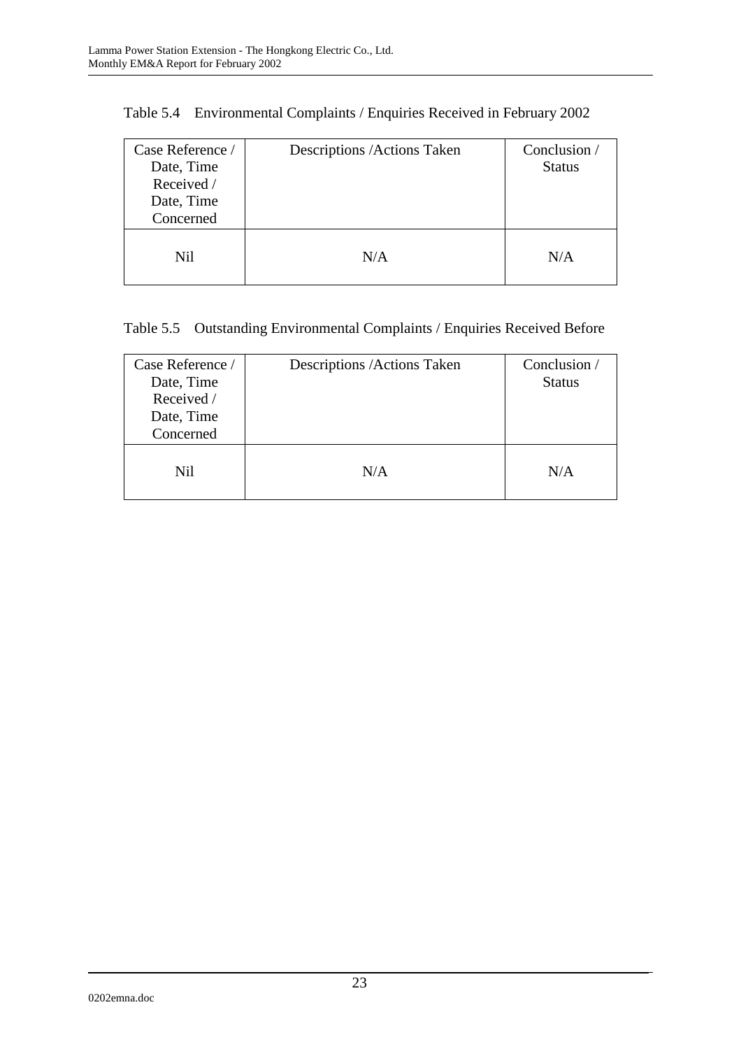Table 5.4 Environmental Complaints / Enquiries Received in February 2002

| Case Reference / Date, Time Received / Date, Time Concerned | Descriptions /Actions Taken | Conclusion / Status |
|---|---|---|
| Nil | N/A | N/A |

Table 5.5 Outstanding Environmental Complaints / Enquiries Received Before

| Case Reference / Date, Time Received / Date, Time Concerned | Descriptions /Actions Taken | Conclusion / Status |
|---|---|---|
| Nil | N/A | N/A |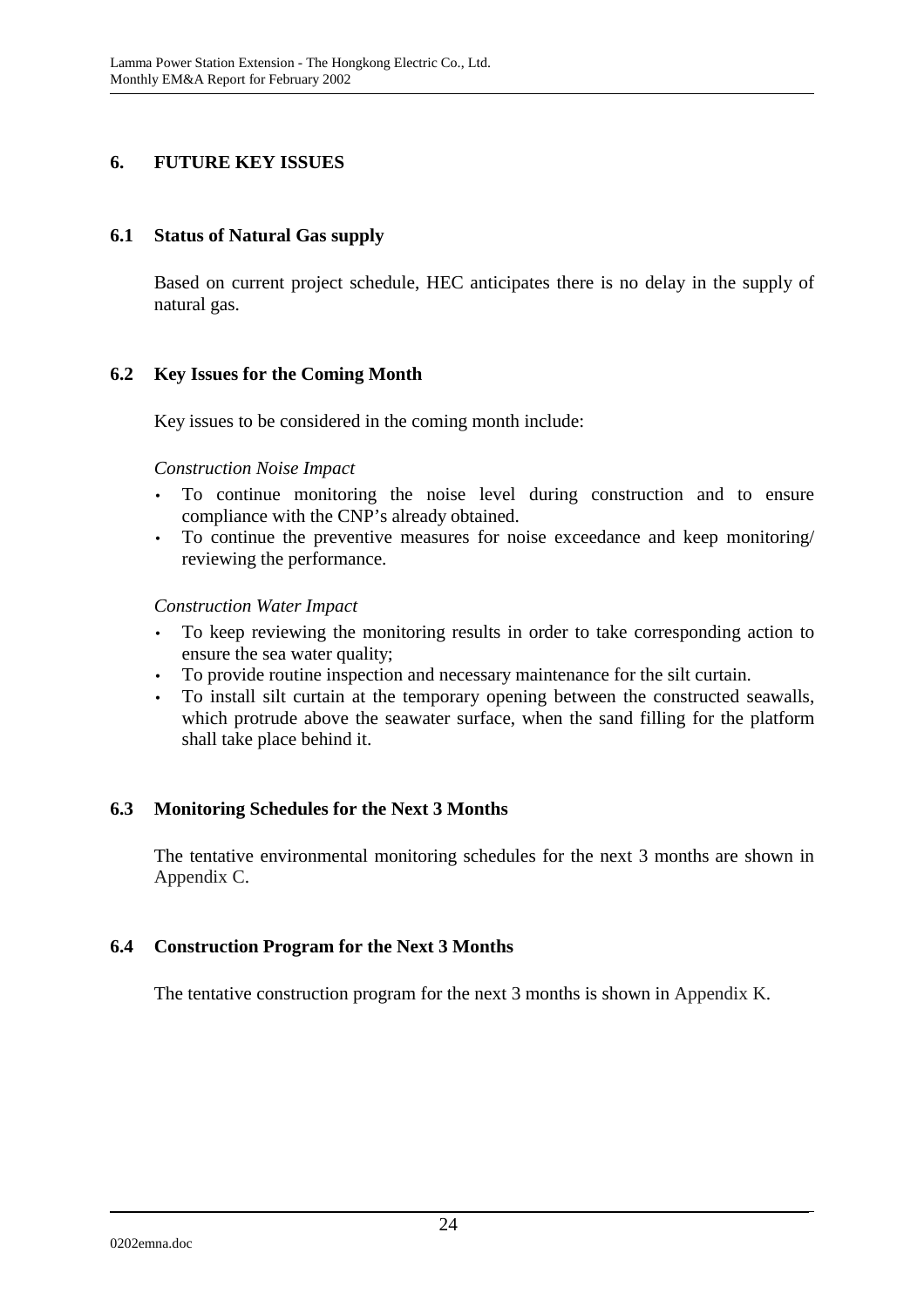# 6. FUTURE KEY ISSUES

## 6.1 Status of Natural Gas supply

Based on current project schedule, HEC anticipates there is no delay in the supply of natural gas.

## 6.2 Key Issues for the Coming Month

Key issues to be considered in the coming month include:

*Construction Noise Impact*

- To continue monitoring the noise level during construction and to ensure compliance with the CNP's already obtained.
- To continue the preventive measures for noise exceedance and keep monitoring/ reviewing the performance.

*Construction Water Impact*

- To keep reviewing the monitoring results in order to take corresponding action to ensure the sea water quality;
- To provide routine inspection and necessary maintenance for the silt curtain.
- To install silt curtain at the temporary opening between the constructed seawalls, which protrude above the seawater surface, when the sand filling for the platform shall take place behind it.

## 6.3 Monitoring Schedules for the Next 3 Months

The tentative environmental monitoring schedules for the next 3 months are shown in Appendix C.

## 6.4 Construction Program for the Next 3 Months

The tentative construction program for the next 3 months is shown in Appendix K.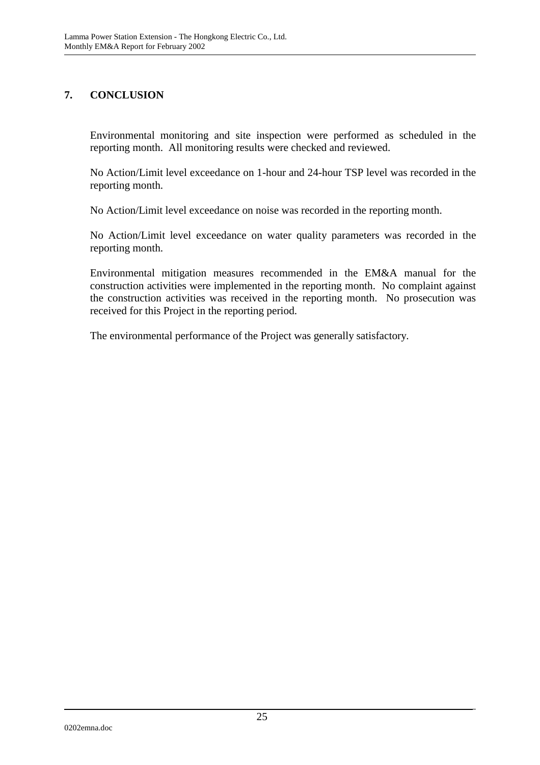## 7. CONCLUSION

Environmental monitoring and site inspection were performed as scheduled in the reporting month. All monitoring results were checked and reviewed.

No Action/Limit level exceedance on 1-hour and 24-hour TSP level was recorded in the reporting month.

No Action/Limit level exceedance on noise was recorded in the reporting month.

No Action/Limit level exceedance on water quality parameters was recorded in the reporting month.

Environmental mitigation measures recommended in the EM&A manual for the construction activities were implemented in the reporting month. No complaint against the construction activities was received in the reporting month. No prosecution was received for this Project in the reporting period.

The environmental performance of the Project was generally satisfactory.